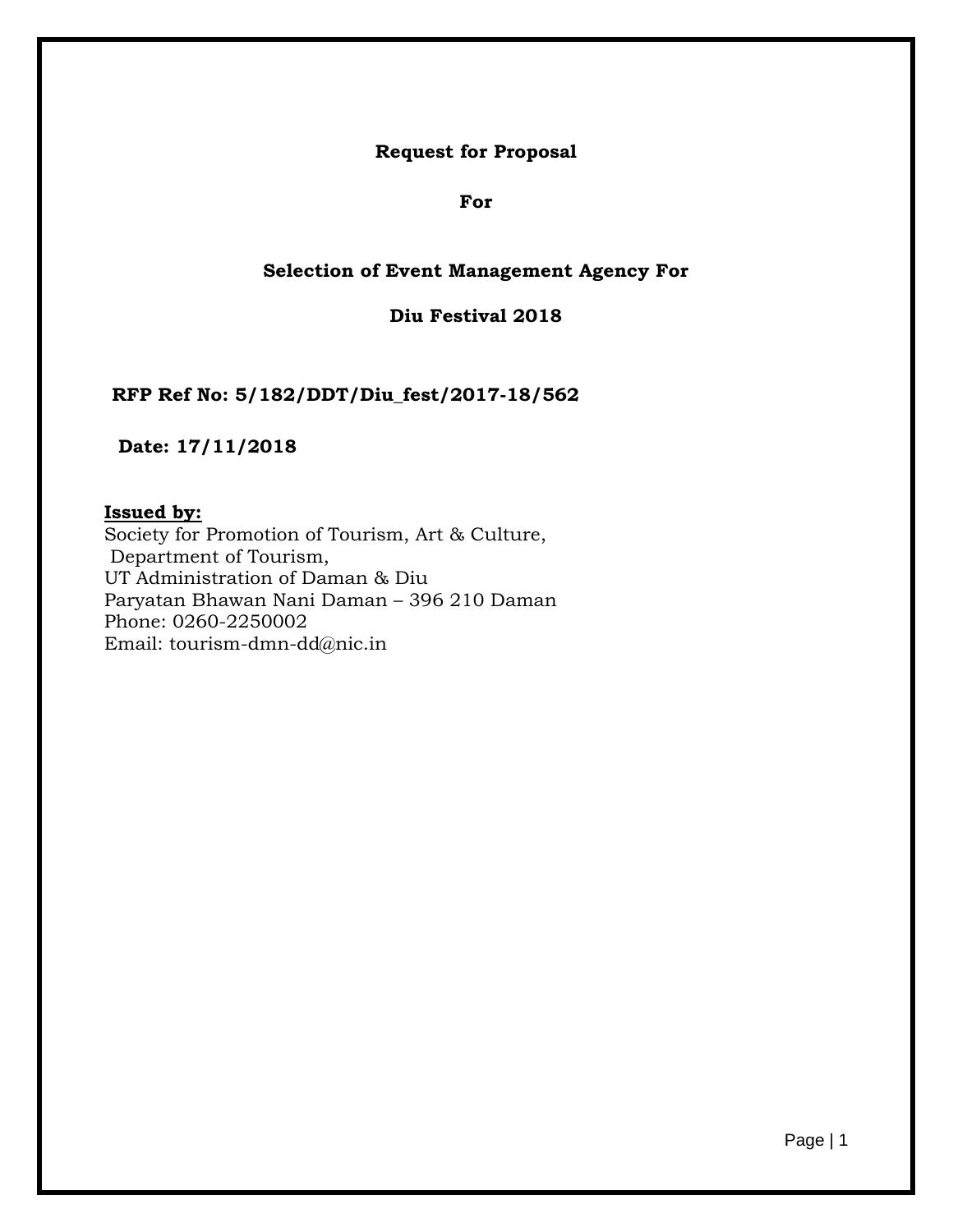**Request for Proposal**

**For**

**Selection of Event Management Agency For**

**Diu Festival 2018**

**RFP Ref No: 5/182/DDT/Diu_fest/2017-18/562**

**Date: 17/11/2018**

**Issued by:**

Society for Promotion of Tourism, Art & Culture,
Department of Tourism,
UT Administration of Daman & Diu
Paryatan Bhawan Nani Daman – 396 210 Daman
Phone: 0260-2250002
Email: tourism-dmn-dd@nic.in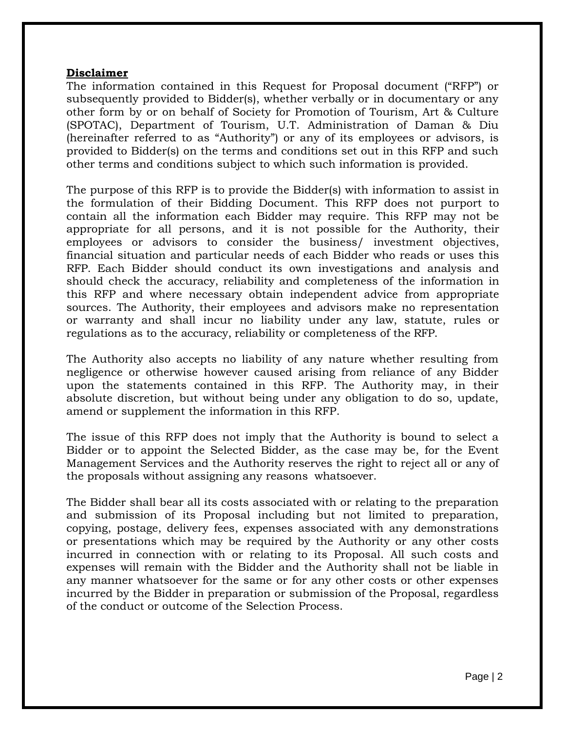**Disclaimer**

The information contained in this Request for Proposal document ("RFP") or subsequently provided to Bidder(s), whether verbally or in documentary or any other form by or on behalf of Society for Promotion of Tourism, Art & Culture (SPOTAC), Department of Tourism, U.T. Administration of Daman & Diu (hereinafter referred to as "Authority") or any of its employees or advisors, is provided to Bidder(s) on the terms and conditions set out in this RFP and such other terms and conditions subject to which such information is provided.

The purpose of this RFP is to provide the Bidder(s) with information to assist in the formulation of their Bidding Document. This RFP does not purport to contain all the information each Bidder may require. This RFP may not be appropriate for all persons, and it is not possible for the Authority, their employees or advisors to consider the business/ investment objectives, financial situation and particular needs of each Bidder who reads or uses this RFP. Each Bidder should conduct its own investigations and analysis and should check the accuracy, reliability and completeness of the information in this RFP and where necessary obtain independent advice from appropriate sources. The Authority, their employees and advisors make no representation or warranty and shall incur no liability under any law, statute, rules or regulations as to the accuracy, reliability or completeness of the RFP.

The Authority also accepts no liability of any nature whether resulting from negligence or otherwise however caused arising from reliance of any Bidder upon the statements contained in this RFP. The Authority may, in their absolute discretion, but without being under any obligation to do so, update, amend or supplement the information in this RFP.

The issue of this RFP does not imply that the Authority is bound to select a Bidder or to appoint the Selected Bidder, as the case may be, for the Event Management Services and the Authority reserves the right to reject all or any of the proposals without assigning any reasons whatsoever.

The Bidder shall bear all its costs associated with or relating to the preparation and submission of its Proposal including but not limited to preparation, copying, postage, delivery fees, expenses associated with any demonstrations or presentations which may be required by the Authority or any other costs incurred in connection with or relating to its Proposal. All such costs and expenses will remain with the Bidder and the Authority shall not be liable in any manner whatsoever for the same or for any other costs or other expenses incurred by the Bidder in preparation or submission of the Proposal, regardless of the conduct or outcome of the Selection Process.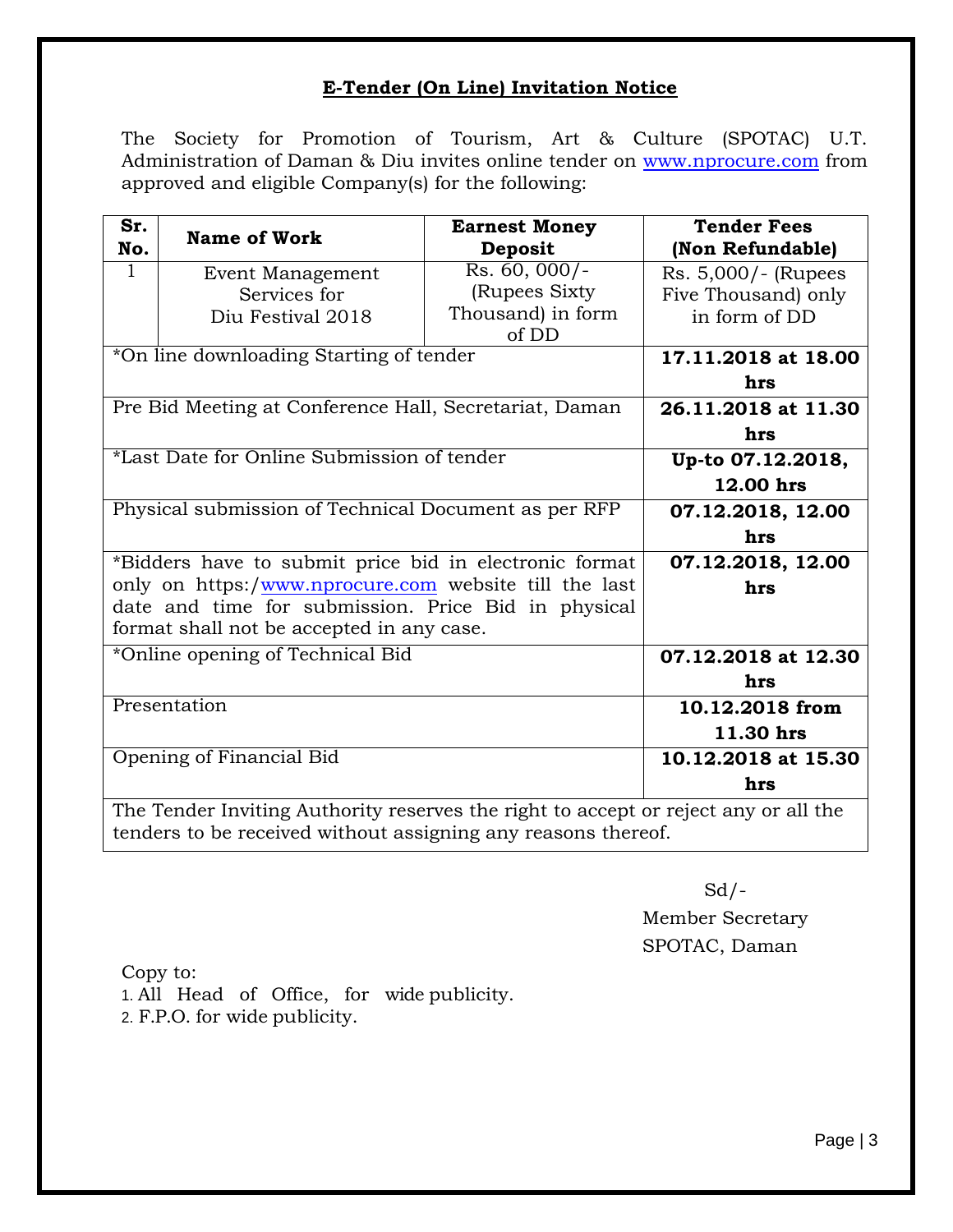# E-Tender (On Line) Invitation Notice

The Society for Promotion of Tourism, Art & Culture (SPOTAC) U.T. Administration of Daman & Diu invites online tender on www.nprocure.com from approved and eligible Company(s) for the following:

| Sr. No. | Name of Work | Earnest Money Deposit | Tender Fees (Non Refundable) |
|---|---|---|---|
| 1 | Event Management Services for Diu Festival 2018 | Rs. 60, 000/- (Rupees Sixty Thousand) in form of DD | Rs. 5,000/- (Rupees Five Thousand) only in form of DD |
| *On line downloading Starting of tender | | | **17.11.2018 at 18.00 hrs** |
| Pre Bid Meeting at Conference Hall, Secretariat, Daman | | | **26.11.2018 at 11.30 hrs** |
| *Last Date for Online Submission of tender | | | **Up-to 07.12.2018, 12.00 hrs** |
| Physical submission of Technical Document as per RFP | | | **07.12.2018, 12.00 hrs** |
| *Bidders have to submit price bid in electronic format only on https:/www.nprocure.com website till the last date and time for submission. Price Bid in physical format shall not be accepted in any case. | | | **07.12.2018, 12.00 hrs** |
| *Online opening of Technical Bid | | | **07.12.2018 at 12.30 hrs** |
| Presentation | | | **10.12.2018 from 11.30 hrs** |
| Opening of Financial Bid | | | **10.12.2018 at 15.30 hrs** |
| The Tender Inviting Authority reserves the right to accept or reject any or all the tenders to be received without assigning any reasons thereof. | | | |

Sd/-

Member Secretary

SPOTAC, Daman

Copy to:

1. All Head of Office, for wide publicity.
2. F.P.O. for wide publicity.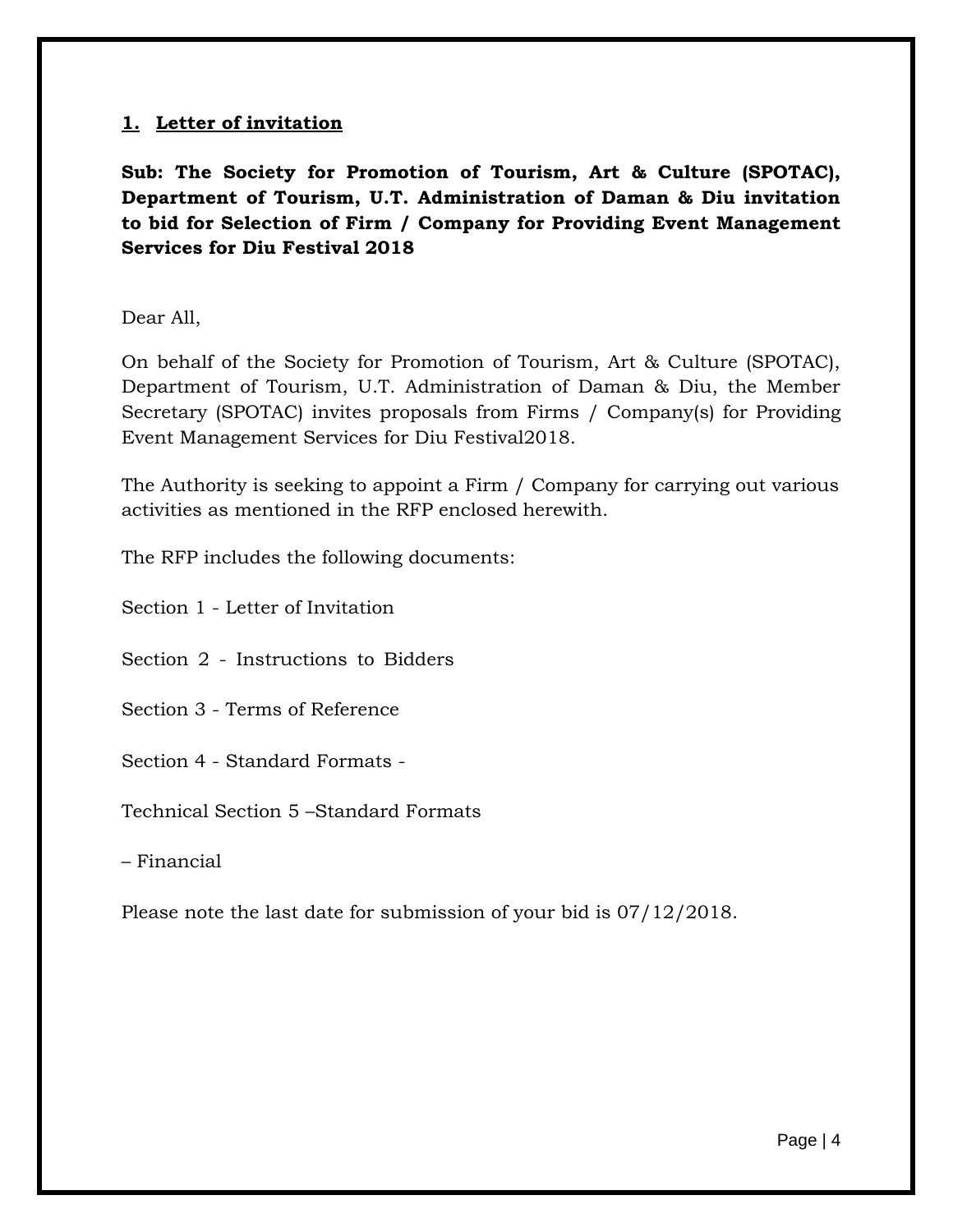## 1. Letter of invitation

**Sub: The Society for Promotion of Tourism, Art & Culture (SPOTAC), Department of Tourism, U.T. Administration of Daman & Diu invitation to bid for Selection of Firm / Company for Providing Event Management Services for Diu Festival 2018**

Dear All,

On behalf of the Society for Promotion of Tourism, Art & Culture (SPOTAC), Department of Tourism, U.T. Administration of Daman & Diu, the Member Secretary (SPOTAC) invites proposals from Firms / Company(s) for Providing Event Management Services for Diu Festival2018.

The Authority is seeking to appoint a Firm / Company for carrying out various activities as mentioned in the RFP enclosed herewith.

The RFP includes the following documents:

Section 1 - Letter of Invitation

Section 2 - Instructions to Bidders

Section 3 - Terms of Reference

Section 4 - Standard Formats -

Technical Section 5 –Standard Formats

– Financial

Please note the last date for submission of your bid is 07/12/2018.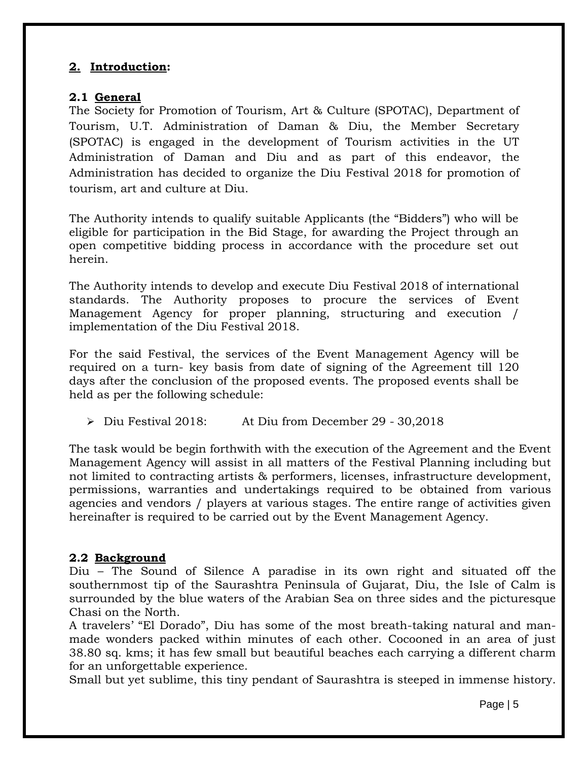## 2. Introduction:

### 2.1 General

The Society for Promotion of Tourism, Art & Culture (SPOTAC), Department of Tourism, U.T. Administration of Daman & Diu, the Member Secretary (SPOTAC) is engaged in the development of Tourism activities in the UT Administration of Daman and Diu and as part of this endeavor, the Administration has decided to organize the Diu Festival 2018 for promotion of tourism, art and culture at Diu.

The Authority intends to qualify suitable Applicants (the "Bidders") who will be eligible for participation in the Bid Stage, for awarding the Project through an open competitive bidding process in accordance with the procedure set out herein.

The Authority intends to develop and execute Diu Festival 2018 of international standards. The Authority proposes to procure the services of Event Management Agency for proper planning, structuring and execution / implementation of the Diu Festival 2018.

For the said Festival, the services of the Event Management Agency will be required on a turn- key basis from date of signing of the Agreement till 120 days after the conclusion of the proposed events. The proposed events shall be held as per the following schedule:

- Diu Festival 2018: At Diu from December 29 - 30,2018

The task would be begin forthwith with the execution of the Agreement and the Event Management Agency will assist in all matters of the Festival Planning including but not limited to contracting artists & performers, licenses, infrastructure development, permissions, warranties and undertakings required to be obtained from various agencies and vendors / players at various stages. The entire range of activities given hereinafter is required to be carried out by the Event Management Agency.

### 2.2 Background

Diu – The Sound of Silence A paradise in its own right and situated off the southernmost tip of the Saurashtra Peninsula of Gujarat, Diu, the Isle of Calm is surrounded by the blue waters of the Arabian Sea on three sides and the picturesque Chasi on the North.

A travelers' "El Dorado", Diu has some of the most breath-taking natural and man-made wonders packed within minutes of each other. Cocooned in an area of just 38.80 sq. kms; it has few small but beautiful beaches each carrying a different charm for an unforgettable experience.

Small but yet sublime, this tiny pendant of Saurashtra is steeped in immense history.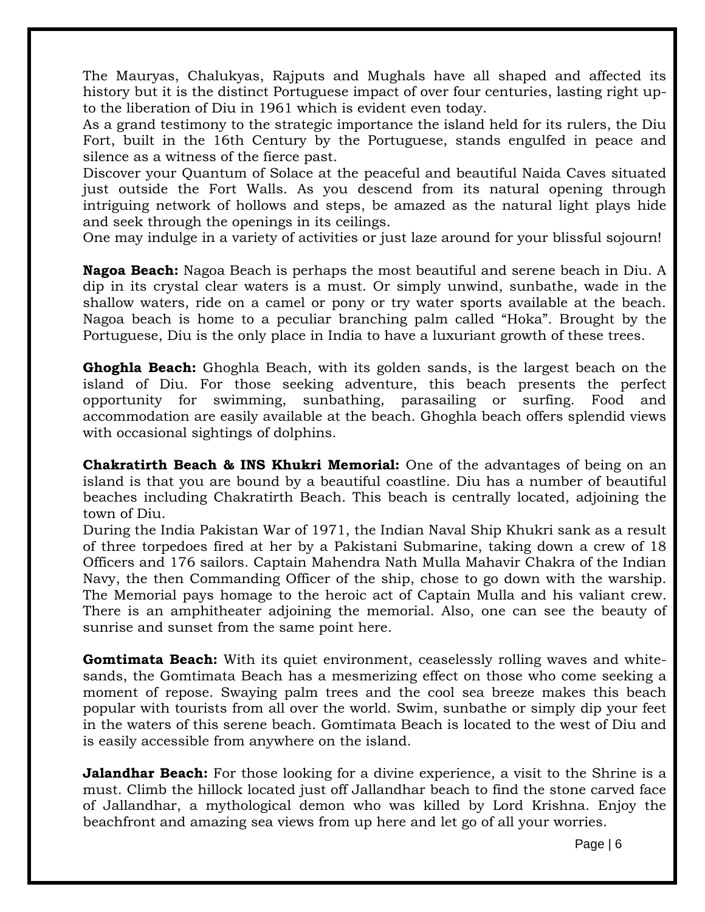The Mauryas, Chalukyas, Rajputs and Mughals have all shaped and affected its history but it is the distinct Portuguese impact of over four centuries, lasting right up-to the liberation of Diu in 1961 which is evident even today.

As a grand testimony to the strategic importance the island held for its rulers, the Diu Fort, built in the 16th Century by the Portuguese, stands engulfed in peace and silence as a witness of the fierce past.

Discover your Quantum of Solace at the peaceful and beautiful Naida Caves situated just outside the Fort Walls. As you descend from its natural opening through intriguing network of hollows and steps, be amazed as the natural light plays hide and seek through the openings in its ceilings.

One may indulge in a variety of activities or just laze around for your blissful sojourn!

**Nagoa Beach:** Nagoa Beach is perhaps the most beautiful and serene beach in Diu. A dip in its crystal clear waters is a must. Or simply unwind, sunbathe, wade in the shallow waters, ride on a camel or pony or try water sports available at the beach. Nagoa beach is home to a peculiar branching palm called "Hoka". Brought by the Portuguese, Diu is the only place in India to have a luxuriant growth of these trees.

**Ghoghla Beach:** Ghoghla Beach, with its golden sands, is the largest beach on the island of Diu. For those seeking adventure, this beach presents the perfect opportunity for swimming, sunbathing, parasailing or surfing. Food and accommodation are easily available at the beach. Ghoghla beach offers splendid views with occasional sightings of dolphins.

**Chakratirth Beach & INS Khukri Memorial:** One of the advantages of being on an island is that you are bound by a beautiful coastline. Diu has a number of beautiful beaches including Chakratirth Beach. This beach is centrally located, adjoining the town of Diu.

During the India Pakistan War of 1971, the Indian Naval Ship Khukri sank as a result of three torpedoes fired at her by a Pakistani Submarine, taking down a crew of 18 Officers and 176 sailors. Captain Mahendra Nath Mulla Mahavir Chakra of the Indian Navy, the then Commanding Officer of the ship, chose to go down with the warship. The Memorial pays homage to the heroic act of Captain Mulla and his valiant crew. There is an amphitheater adjoining the memorial. Also, one can see the beauty of sunrise and sunset from the same point here.

**Gomtimata Beach:** With its quiet environment, ceaselessly rolling waves and white-sands, the Gomtimata Beach has a mesmerizing effect on those who come seeking a moment of repose. Swaying palm trees and the cool sea breeze makes this beach popular with tourists from all over the world. Swim, sunbathe or simply dip your feet in the waters of this serene beach. Gomtimata Beach is located to the west of Diu and is easily accessible from anywhere on the island.

**Jalandhar Beach:** For those looking for a divine experience, a visit to the Shrine is a must. Climb the hillock located just off Jallandhar beach to find the stone carved face of Jallandhar, a mythological demon who was killed by Lord Krishna. Enjoy the beachfront and amazing sea views from up here and let go of all your worries.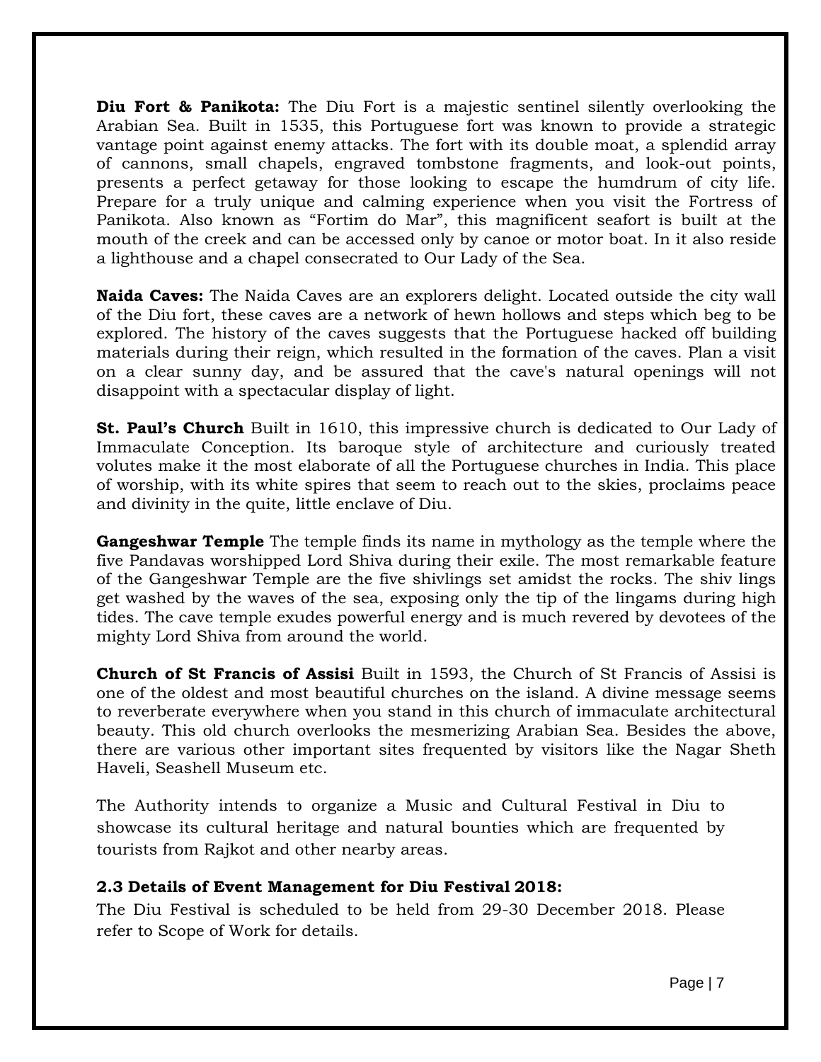**Diu Fort & Panikota:** The Diu Fort is a majestic sentinel silently overlooking the Arabian Sea. Built in 1535, this Portuguese fort was known to provide a strategic vantage point against enemy attacks. The fort with its double moat, a splendid array of cannons, small chapels, engraved tombstone fragments, and look-out points, presents a perfect getaway for those looking to escape the humdrum of city life. Prepare for a truly unique and calming experience when you visit the Fortress of Panikota. Also known as "Fortim do Mar", this magnificent seafort is built at the mouth of the creek and can be accessed only by canoe or motor boat. In it also reside a lighthouse and a chapel consecrated to Our Lady of the Sea.

**Naida Caves:** The Naida Caves are an explorers delight. Located outside the city wall of the Diu fort, these caves are a network of hewn hollows and steps which beg to be explored. The history of the caves suggests that the Portuguese hacked off building materials during their reign, which resulted in the formation of the caves. Plan a visit on a clear sunny day, and be assured that the cave's natural openings will not disappoint with a spectacular display of light.

**St. Paul's Church** Built in 1610, this impressive church is dedicated to Our Lady of Immaculate Conception. Its baroque style of architecture and curiously treated volutes make it the most elaborate of all the Portuguese churches in India. This place of worship, with its white spires that seem to reach out to the skies, proclaims peace and divinity in the quite, little enclave of Diu.

**Gangeshwar Temple** The temple finds its name in mythology as the temple where the five Pandavas worshipped Lord Shiva during their exile. The most remarkable feature of the Gangeshwar Temple are the five shivlings set amidst the rocks. The shiv lings get washed by the waves of the sea, exposing only the tip of the lingams during high tides. The cave temple exudes powerful energy and is much revered by devotees of the mighty Lord Shiva from around the world.

**Church of St Francis of Assisi** Built in 1593, the Church of St Francis of Assisi is one of the oldest and most beautiful churches on the island. A divine message seems to reverberate everywhere when you stand in this church of immaculate architectural beauty. This old church overlooks the mesmerizing Arabian Sea. Besides the above, there are various other important sites frequented by visitors like the Nagar Sheth Haveli, Seashell Museum etc.

The Authority intends to organize a Music and Cultural Festival in Diu to showcase its cultural heritage and natural bounties which are frequented by tourists from Rajkot and other nearby areas.

### 2.3 Details of Event Management for Diu Festival 2018:

The Diu Festival is scheduled to be held from 29-30 December 2018. Please refer to Scope of Work for details.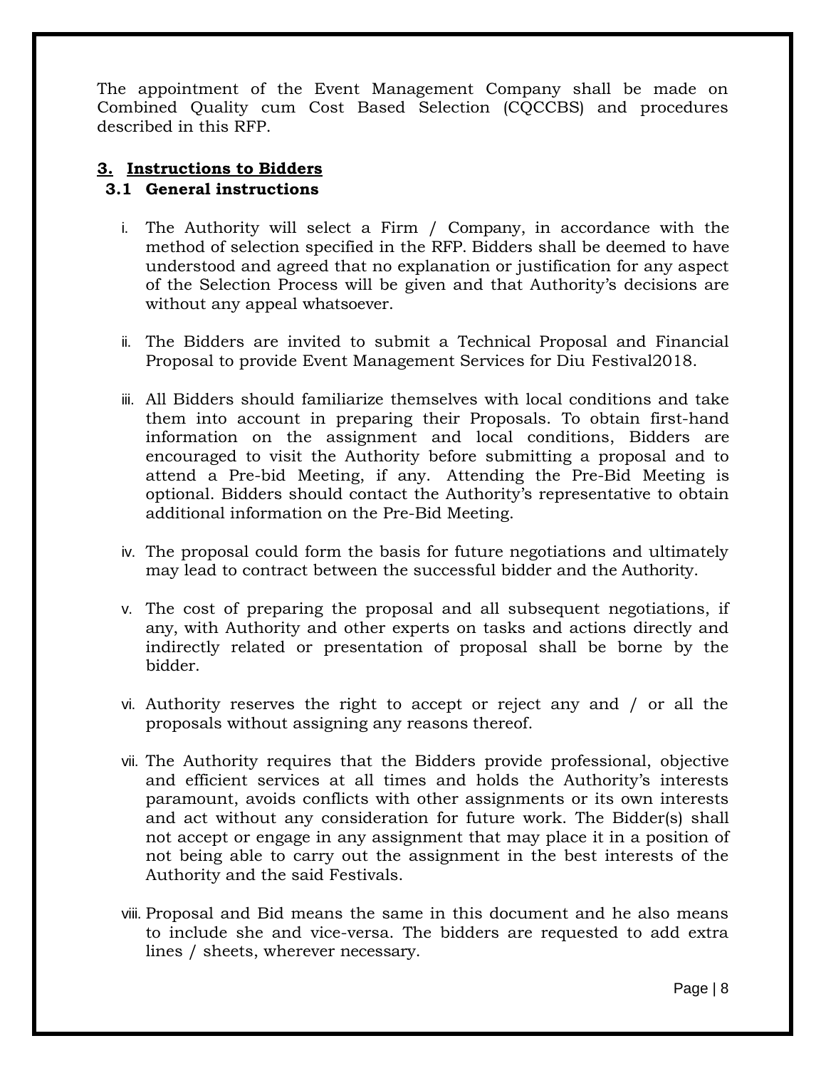The appointment of the Event Management Company shall be made on Combined Quality cum Cost Based Selection (CQCCBS) and procedures described in this RFP.

## 3. Instructions to Bidders

### 3.1 General instructions

i. The Authority will select a Firm / Company, in accordance with the method of selection specified in the RFP. Bidders shall be deemed to have understood and agreed that no explanation or justification for any aspect of the Selection Process will be given and that Authority's decisions are without any appeal whatsoever.

ii. The Bidders are invited to submit a Technical Proposal and Financial Proposal to provide Event Management Services for Diu Festival2018.

iii. All Bidders should familiarize themselves with local conditions and take them into account in preparing their Proposals. To obtain first-hand information on the assignment and local conditions, Bidders are encouraged to visit the Authority before submitting a proposal and to attend a Pre-bid Meeting, if any. Attending the Pre-Bid Meeting is optional. Bidders should contact the Authority's representative to obtain additional information on the Pre-Bid Meeting.

iv. The proposal could form the basis for future negotiations and ultimately may lead to contract between the successful bidder and the Authority.

v. The cost of preparing the proposal and all subsequent negotiations, if any, with Authority and other experts on tasks and actions directly and indirectly related or presentation of proposal shall be borne by the bidder.

vi. Authority reserves the right to accept or reject any and / or all the proposals without assigning any reasons thereof.

vii. The Authority requires that the Bidders provide professional, objective and efficient services at all times and holds the Authority's interests paramount, avoids conflicts with other assignments or its own interests and act without any consideration for future work. The Bidder(s) shall not accept or engage in any assignment that may place it in a position of not being able to carry out the assignment in the best interests of the Authority and the said Festivals.

viii. Proposal and Bid means the same in this document and he also means to include she and vice-versa. The bidders are requested to add extra lines / sheets, wherever necessary.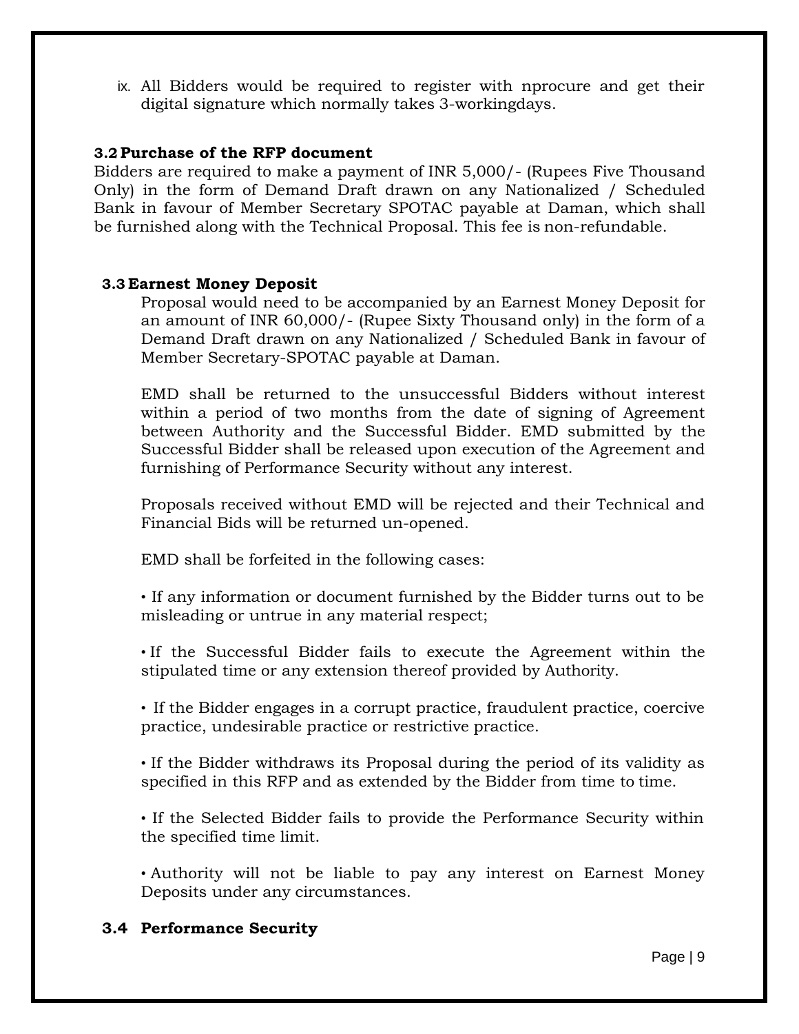ix. All Bidders would be required to register with nprocure and get their digital signature which normally takes 3-workingdays.

### 3.2 Purchase of the RFP document

Bidders are required to make a payment of INR 5,000/- (Rupees Five Thousand Only) in the form of Demand Draft drawn on any Nationalized / Scheduled Bank in favour of Member Secretary SPOTAC payable at Daman, which shall be furnished along with the Technical Proposal. This fee is non-refundable.

### 3.3 Earnest Money Deposit

Proposal would need to be accompanied by an Earnest Money Deposit for an amount of INR 60,000/- (Rupee Sixty Thousand only) in the form of a Demand Draft drawn on any Nationalized / Scheduled Bank in favour of Member Secretary-SPOTAC payable at Daman.

EMD shall be returned to the unsuccessful Bidders without interest within a period of two months from the date of signing of Agreement between Authority and the Successful Bidder. EMD submitted by the Successful Bidder shall be released upon execution of the Agreement and furnishing of Performance Security without any interest.

Proposals received without EMD will be rejected and their Technical and Financial Bids will be returned un-opened.

EMD shall be forfeited in the following cases:

- If any information or document furnished by the Bidder turns out to be misleading or untrue in any material respect;
- If the Successful Bidder fails to execute the Agreement within the stipulated time or any extension thereof provided by Authority.
- If the Bidder engages in a corrupt practice, fraudulent practice, coercive practice, undesirable practice or restrictive practice.
- If the Bidder withdraws its Proposal during the period of its validity as specified in this RFP and as extended by the Bidder from time to time.
- If the Selected Bidder fails to provide the Performance Security within the specified time limit.
- Authority will not be liable to pay any interest on Earnest Money Deposits under any circumstances.

### 3.4 Performance Security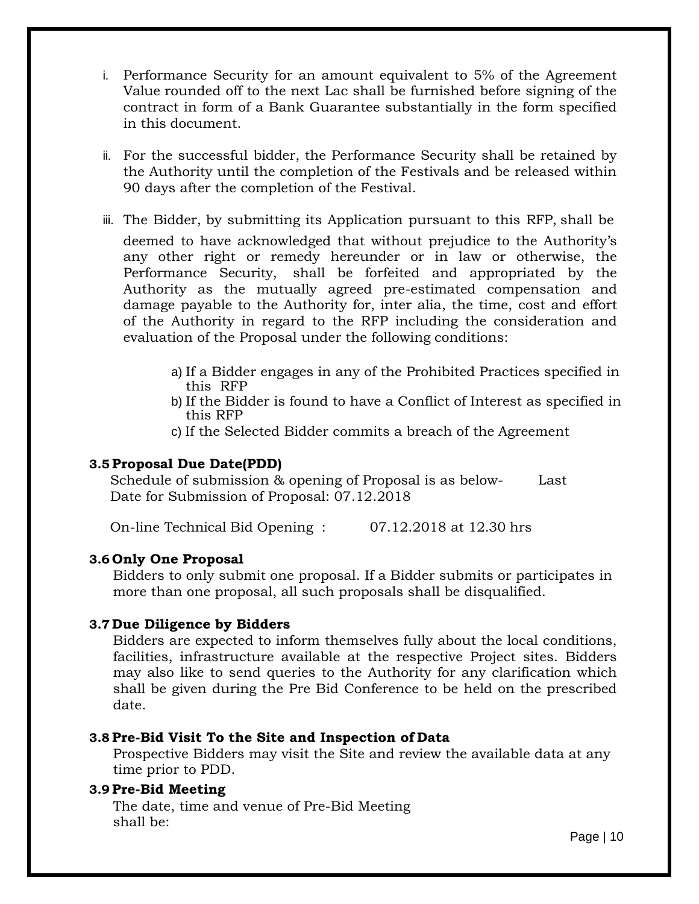i. Performance Security for an amount equivalent to 5% of the Agreement Value rounded off to the next Lac shall be furnished before signing of the contract in form of a Bank Guarantee substantially in the form specified in this document.

ii. For the successful bidder, the Performance Security shall be retained by the Authority until the completion of the Festivals and be released within 90 days after the completion of the Festival.

iii. The Bidder, by submitting its Application pursuant to this RFP, shall be deemed to have acknowledged that without prejudice to the Authority's any other right or remedy hereunder or in law or otherwise, the Performance Security, shall be forfeited and appropriated by the Authority as the mutually agreed pre-estimated compensation and damage payable to the Authority for, inter alia, the time, cost and effort of the Authority in regard to the RFP including the consideration and evaluation of the Proposal under the following conditions:

   a) If a Bidder engages in any of the Prohibited Practices specified in this RFP
   b) If the Bidder is found to have a Conflict of Interest as specified in this RFP
   c) If the Selected Bidder commits a breach of the Agreement

### 3.5 Proposal Due Date(PDD)

Schedule of submission & opening of Proposal is as below- Last Date for Submission of Proposal: 07.12.2018

On-line Technical Bid Opening : 07.12.2018 at 12.30 hrs

### 3.6 Only One Proposal

Bidders to only submit one proposal. If a Bidder submits or participates in more than one proposal, all such proposals shall be disqualified.

### 3.7 Due Diligence by Bidders

Bidders are expected to inform themselves fully about the local conditions, facilities, infrastructure available at the respective Project sites. Bidders may also like to send queries to the Authority for any clarification which shall be given during the Pre Bid Conference to be held on the prescribed date.

### 3.8 Pre-Bid Visit To the Site and Inspection of Data

Prospective Bidders may visit the Site and review the available data at any time prior to PDD.

### 3.9 Pre-Bid Meeting

The date, time and venue of Pre-Bid Meeting shall be: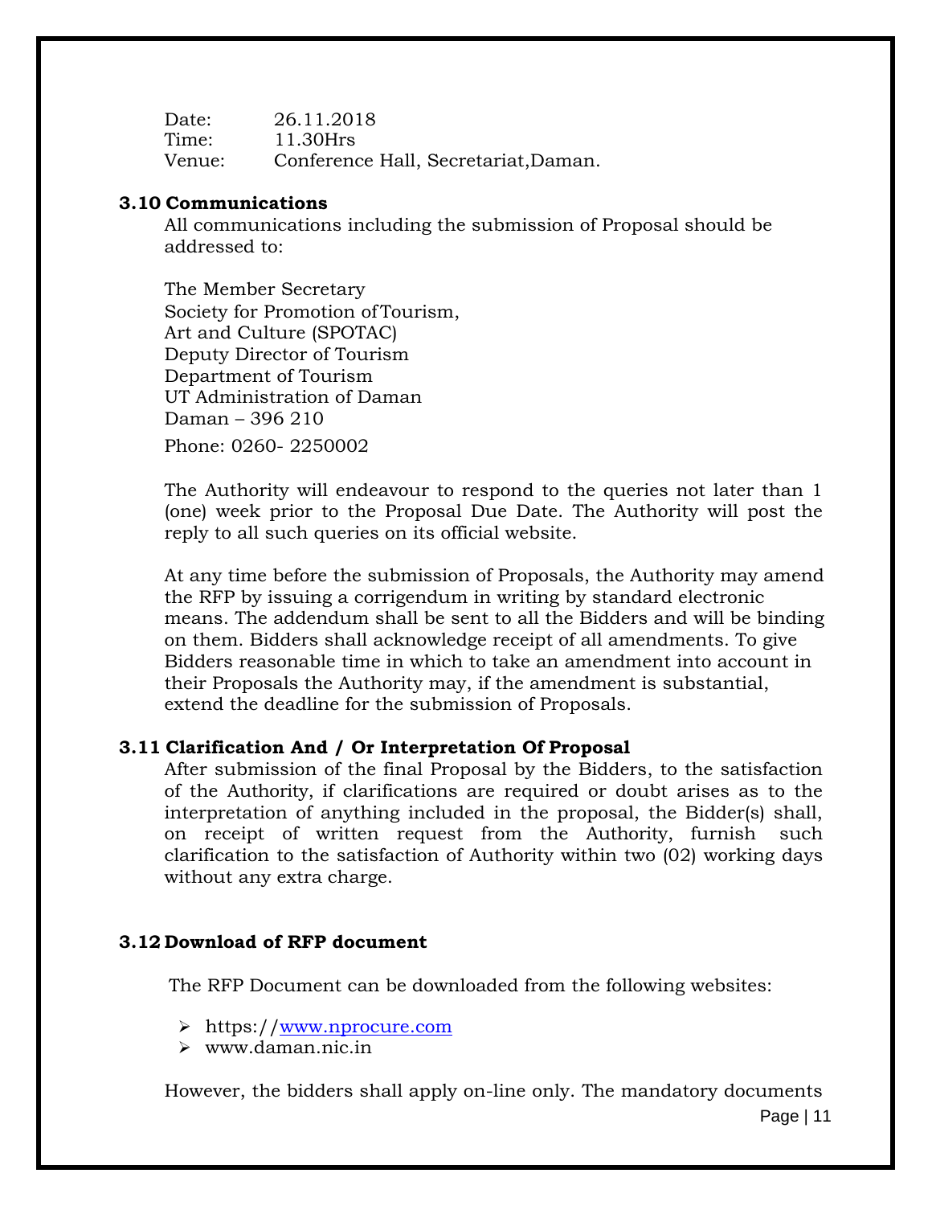Date: 26.11.2018
Time: 11.30Hrs
Venue: Conference Hall, Secretariat,Daman.

### 3.10 Communications

All communications including the submission of Proposal should be addressed to:

The Member Secretary
Society for Promotion of Tourism,
Art and Culture (SPOTAC)
Deputy Director of Tourism
Department of Tourism
UT Administration of Daman
Daman – 396 210
Phone: 0260- 2250002

The Authority will endeavour to respond to the queries not later than 1 (one) week prior to the Proposal Due Date. The Authority will post the reply to all such queries on its official website.

At any time before the submission of Proposals, the Authority may amend the RFP by issuing a corrigendum in writing by standard electronic means. The addendum shall be sent to all the Bidders and will be binding on them. Bidders shall acknowledge receipt of all amendments. To give Bidders reasonable time in which to take an amendment into account in their Proposals the Authority may, if the amendment is substantial, extend the deadline for the submission of Proposals.

### 3.11 Clarification And / Or Interpretation Of Proposal

After submission of the final Proposal by the Bidders, to the satisfaction of the Authority, if clarifications are required or doubt arises as to the interpretation of anything included in the proposal, the Bidder(s) shall, on receipt of written request from the Authority, furnish such clarification to the satisfaction of Authority within two (02) working days without any extra charge.

### 3.12 Download of RFP document

The RFP Document can be downloaded from the following websites:

- https://www.nprocure.com
- www.daman.nic.in

However, the bidders shall apply on-line only. The mandatory documents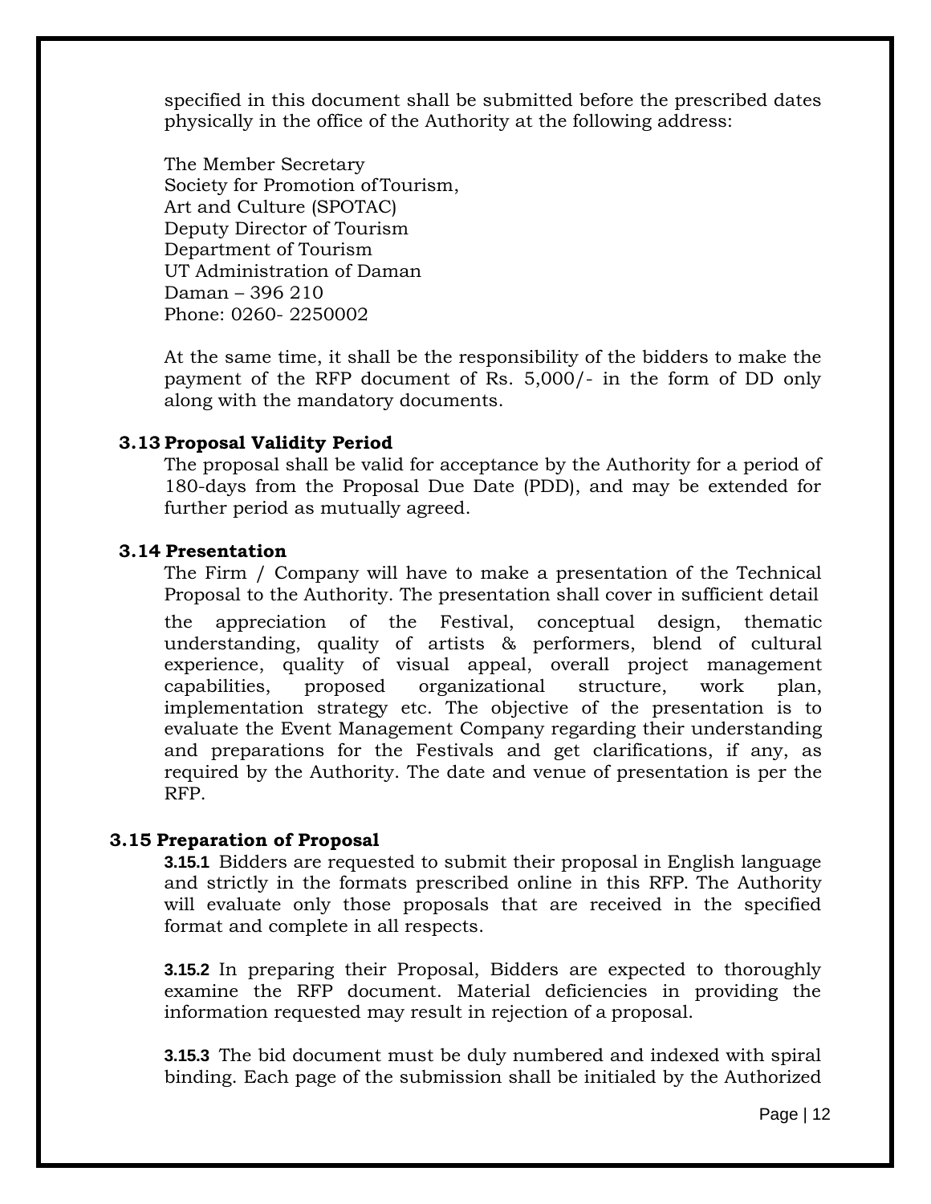specified in this document shall be submitted before the prescribed dates physically in the office of the Authority at the following address:

The Member Secretary
Society for Promotion of Tourism,
Art and Culture (SPOTAC)
Deputy Director of Tourism
Department of Tourism
UT Administration of Daman
Daman – 396 210
Phone: 0260- 2250002

At the same time, it shall be the responsibility of the bidders to make the payment of the RFP document of Rs. 5,000/- in the form of DD only along with the mandatory documents.

### 3.13 Proposal Validity Period

The proposal shall be valid for acceptance by the Authority for a period of 180-days from the Proposal Due Date (PDD), and may be extended for further period as mutually agreed.

### 3.14 Presentation

The Firm / Company will have to make a presentation of the Technical Proposal to the Authority. The presentation shall cover in sufficient detail the appreciation of the Festival, conceptual design, thematic understanding, quality of artists & performers, blend of cultural experience, quality of visual appeal, overall project management capabilities, proposed organizational structure, work plan, implementation strategy etc. The objective of the presentation is to evaluate the Event Management Company regarding their understanding and preparations for the Festivals and get clarifications, if any, as required by the Authority. The date and venue of presentation is per the RFP.

### 3.15 Preparation of Proposal

**3.15.1** Bidders are requested to submit their proposal in English language and strictly in the formats prescribed online in this RFP. The Authority will evaluate only those proposals that are received in the specified format and complete in all respects.

**3.15.2** In preparing their Proposal, Bidders are expected to thoroughly examine the RFP document. Material deficiencies in providing the information requested may result in rejection of a proposal.

**3.15.3** The bid document must be duly numbered and indexed with spiral binding. Each page of the submission shall be initialed by the Authorized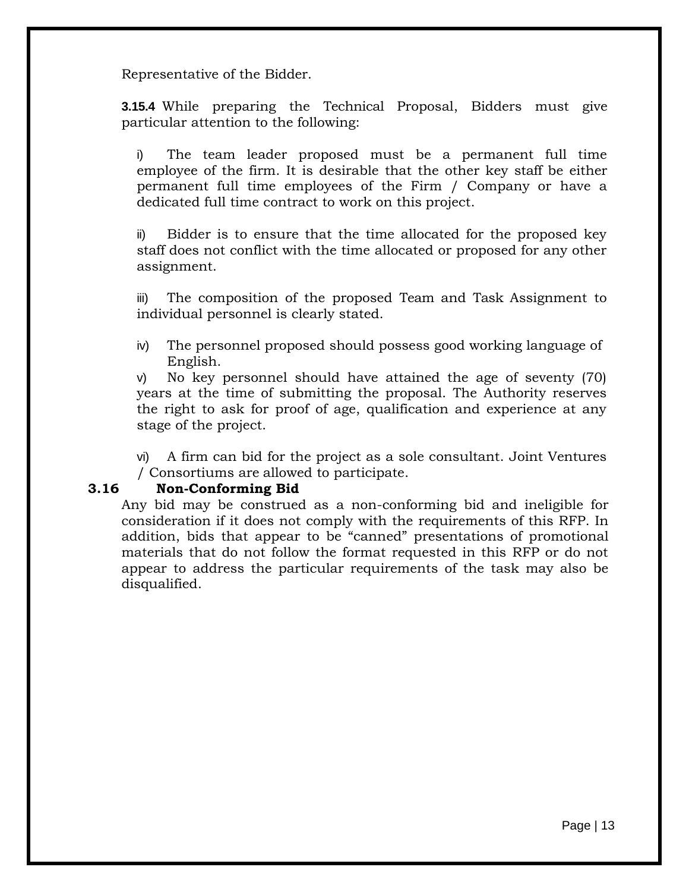Representative of the Bidder.

**3.15.4** While preparing the Technical Proposal, Bidders must give particular attention to the following:

i) The team leader proposed must be a permanent full time employee of the firm. It is desirable that the other key staff be either permanent full time employees of the Firm / Company or have a dedicated full time contract to work on this project.

ii) Bidder is to ensure that the time allocated for the proposed key staff does not conflict with the time allocated or proposed for any other assignment.

iii) The composition of the proposed Team and Task Assignment to individual personnel is clearly stated.

iv) The personnel proposed should possess good working language of English.

v) No key personnel should have attained the age of seventy (70) years at the time of submitting the proposal. The Authority reserves the right to ask for proof of age, qualification and experience at any stage of the project.

vi) A firm can bid for the project as a sole consultant. Joint Ventures / Consortiums are allowed to participate.

### 3.16 Non-Conforming Bid

Any bid may be construed as a non-conforming bid and ineligible for consideration if it does not comply with the requirements of this RFP. In addition, bids that appear to be "canned" presentations of promotional materials that do not follow the format requested in this RFP or do not appear to address the particular requirements of the task may also be disqualified.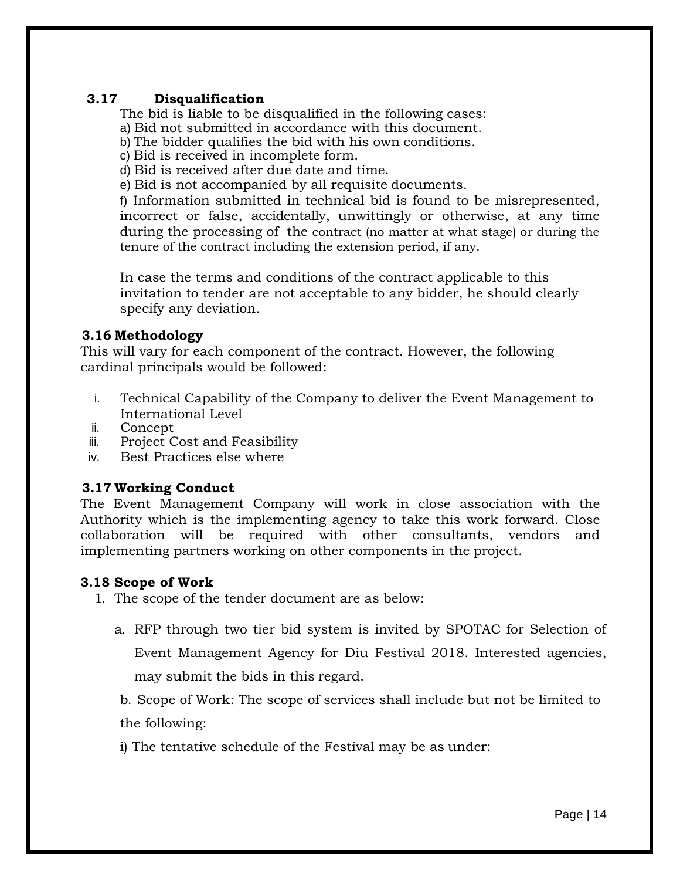### 3.17 Disqualification

The bid is liable to be disqualified in the following cases:

a) Bid not submitted in accordance with this document.

b) The bidder qualifies the bid with his own conditions.

c) Bid is received in incomplete form.

d) Bid is received after due date and time.

e) Bid is not accompanied by all requisite documents.

f) Information submitted in technical bid is found to be misrepresented, incorrect or false, accidentally, unwittingly or otherwise, at any time during the processing of the contract (no matter at what stage) or during the tenure of the contract including the extension period, if any.

In case the terms and conditions of the contract applicable to this invitation to tender are not acceptable to any bidder, he should clearly specify any deviation.

### 3.16 Methodology

This will vary for each component of the contract. However, the following cardinal principals would be followed:

i. Technical Capability of the Company to deliver the Event Management to International Level
ii. Concept
iii. Project Cost and Feasibility
iv. Best Practices else where

### 3.17 Working Conduct

The Event Management Company will work in close association with the Authority which is the implementing agency to take this work forward. Close collaboration will be required with other consultants, vendors and implementing partners working on other components in the project.

### 3.18 Scope of Work

1. The scope of the tender document are as below:

   a. RFP through two tier bid system is invited by SPOTAC for Selection of Event Management Agency for Diu Festival 2018. Interested agencies, may submit the bids in this regard.

   b. Scope of Work: The scope of services shall include but not be limited to the following:

   i) The tentative schedule of the Festival may be as under: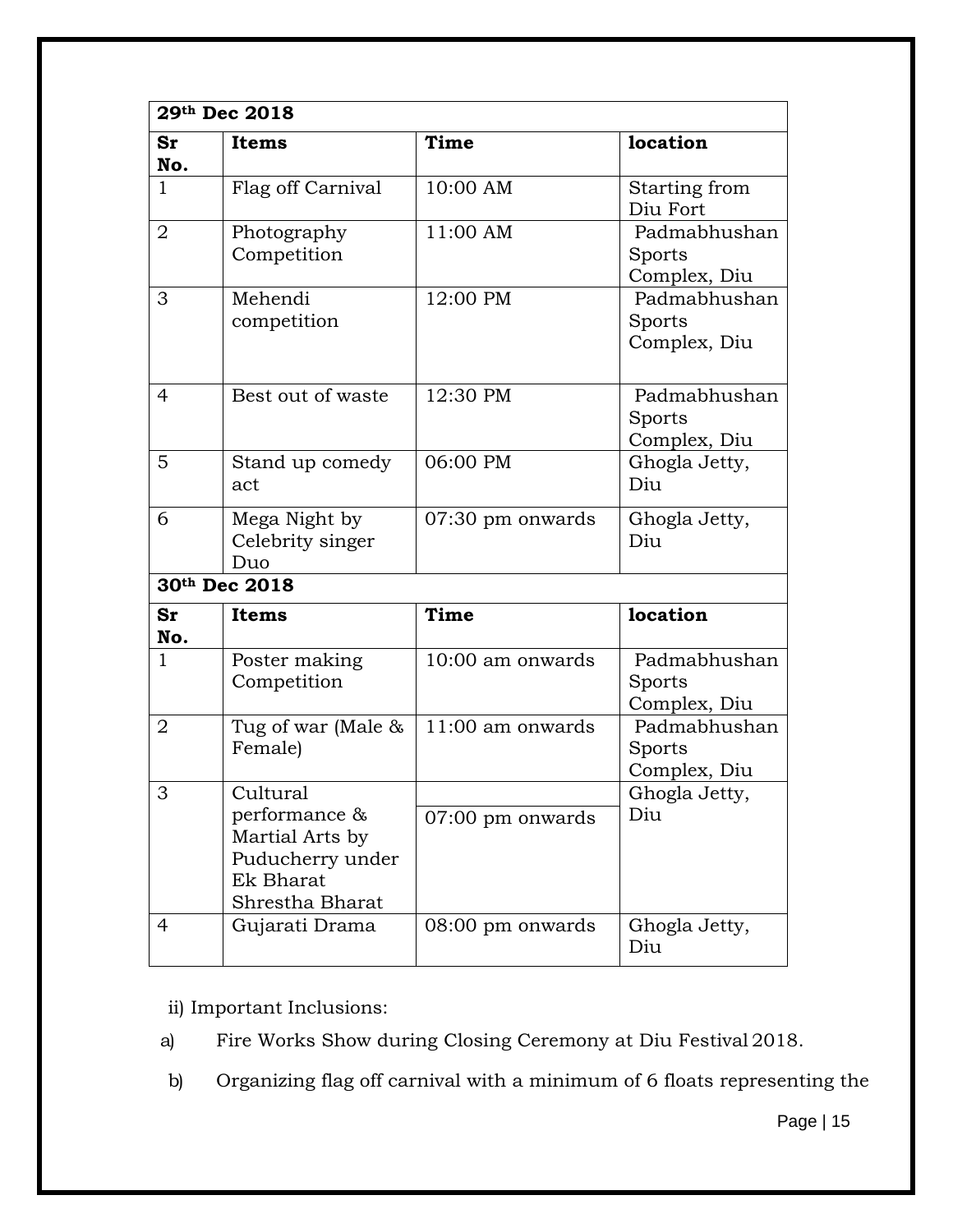| 29th Dec 2018 | | | |
|---|---|---|---|
| **Sr No.** | **Items** | **Time** | **location** |
| 1 | Flag off Carnival | 10:00 AM | Starting from Diu Fort |
| 2 | Photography Competition | 11:00 AM | Padmabhushan Sports Complex, Diu |
| 3 | Mehendi competition | 12:00 PM | Padmabhushan Sports Complex, Diu |
| 4 | Best out of waste | 12:30 PM | Padmabhushan Sports Complex, Diu |
| 5 | Stand up comedy act | 06:00 PM | Ghogla Jetty, Diu |
| 6 | Mega Night by Celebrity singer Duo | 07:30 pm onwards | Ghogla Jetty, Diu |
| **30th Dec 2018** | | | |
| **Sr No.** | **Items** | **Time** | **location** |
| 1 | Poster making Competition | 10:00 am onwards | Padmabhushan Sports Complex, Diu |
| 2 | Tug of war (Male & Female) | 11:00 am onwards | Padmabhushan Sports Complex, Diu |
| 3 | Cultural performance & Martial Arts by Puducherry under Ek Bharat Shrestha Bharat | 07:00 pm onwards | Ghogla Jetty, Diu |
| 4 | Gujarati Drama | 08:00 pm onwards | Ghogla Jetty, Diu |

ii) Important Inclusions:

a) Fire Works Show during Closing Ceremony at Diu Festival 2018.

b) Organizing flag off carnival with a minimum of 6 floats representing the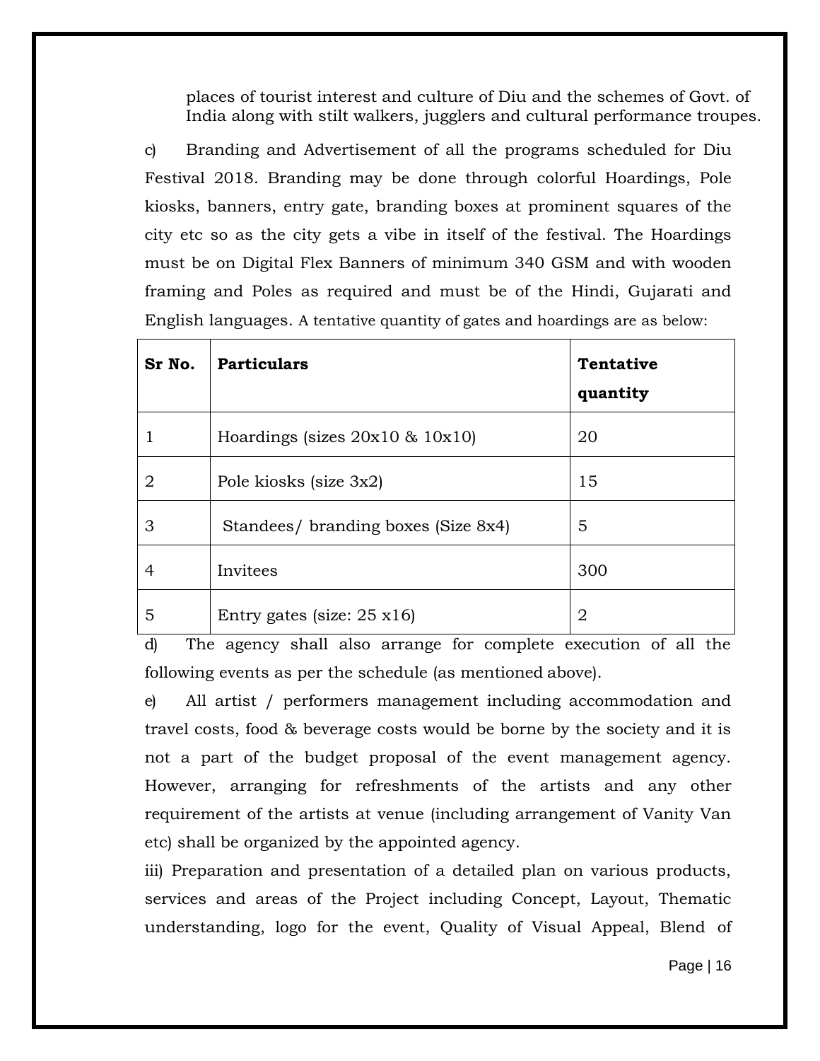places of tourist interest and culture of Diu and the schemes of Govt. of India along with stilt walkers, jugglers and cultural performance troupes.

c) Branding and Advertisement of all the programs scheduled for Diu Festival 2018. Branding may be done through colorful Hoardings, Pole kiosks, banners, entry gate, branding boxes at prominent squares of the city etc so as the city gets a vibe in itself of the festival. The Hoardings must be on Digital Flex Banners of minimum 340 GSM and with wooden framing and Poles as required and must be of the Hindi, Gujarati and English languages. A tentative quantity of gates and hoardings are as below:

| **Sr No.** | **Particulars** | **Tentative quantity** |
|---|---|---|
| 1 | Hoardings (sizes 20x10 & 10x10) | 20 |
| 2 | Pole kiosks (size 3x2) | 15 |
| 3 | Standees/ branding boxes (Size 8x4) | 5 |
| 4 | Invitees | 300 |
| 5 | Entry gates (size: 25 x16) | 2 |

d) The agency shall also arrange for complete execution of all the following events as per the schedule (as mentioned above).

e) All artist / performers management including accommodation and travel costs, food & beverage costs would be borne by the society and it is not a part of the budget proposal of the event management agency. However, arranging for refreshments of the artists and any other requirement of the artists at venue (including arrangement of Vanity Van etc) shall be organized by the appointed agency.

iii) Preparation and presentation of a detailed plan on various products, services and areas of the Project including Concept, Layout, Thematic understanding, logo for the event, Quality of Visual Appeal, Blend of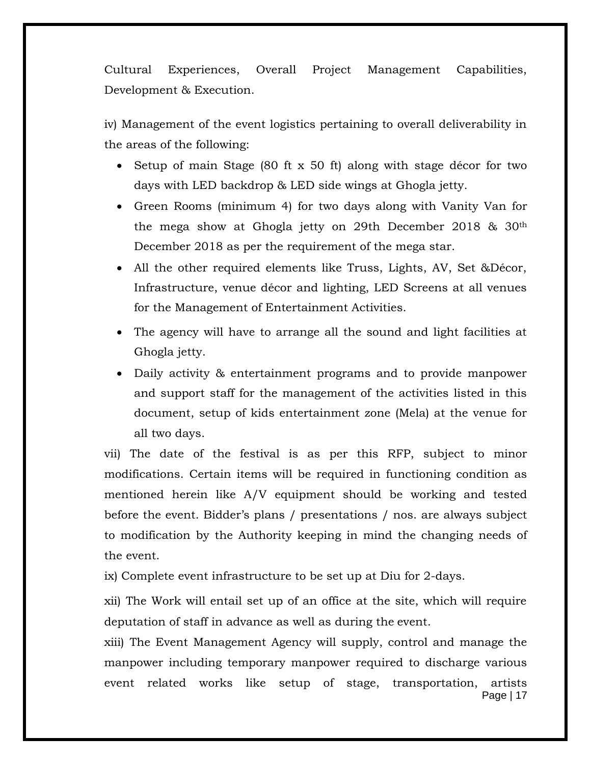Cultural Experiences, Overall Project Management Capabilities, Development & Execution.

iv) Management of the event logistics pertaining to overall deliverability in the areas of the following:

- Setup of main Stage (80 ft x 50 ft) along with stage décor for two days with LED backdrop & LED side wings at Ghogla jetty.
- Green Rooms (minimum 4) for two days along with Vanity Van for the mega show at Ghogla jetty on 29th December 2018 & 30th December 2018 as per the requirement of the mega star.
- All the other required elements like Truss, Lights, AV, Set &Décor, Infrastructure, venue décor and lighting, LED Screens at all venues for the Management of Entertainment Activities.
- The agency will have to arrange all the sound and light facilities at Ghogla jetty.
- Daily activity & entertainment programs and to provide manpower and support staff for the management of the activities listed in this document, setup of kids entertainment zone (Mela) at the venue for all two days.

vii) The date of the festival is as per this RFP, subject to minor modifications. Certain items will be required in functioning condition as mentioned herein like A/V equipment should be working and tested before the event. Bidder's plans / presentations / nos. are always subject to modification by the Authority keeping in mind the changing needs of the event.

ix) Complete event infrastructure to be set up at Diu for 2-days.

xii) The Work will entail set up of an office at the site, which will require deputation of staff in advance as well as during the event.

xiii) The Event Management Agency will supply, control and manage the manpower including temporary manpower required to discharge various event related works like setup of stage, transportation, artists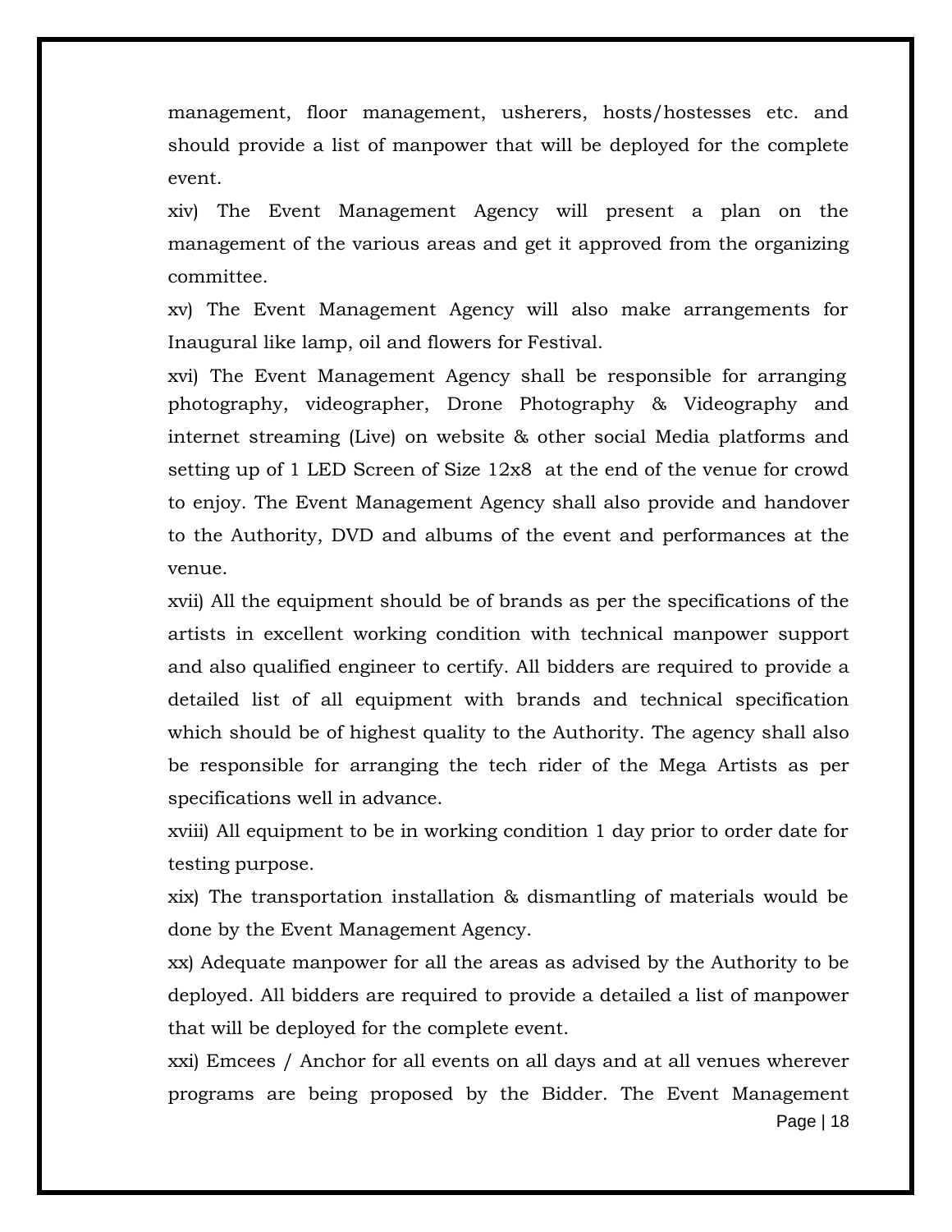management, floor management, usherers, hosts/hostesses etc. and should provide a list of manpower that will be deployed for the complete event.

xiv) The Event Management Agency will present a plan on the management of the various areas and get it approved from the organizing committee.

xv) The Event Management Agency will also make arrangements for Inaugural like lamp, oil and flowers for Festival.

xvi) The Event Management Agency shall be responsible for arranging photography, videographer, Drone Photography & Videography and internet streaming (Live) on website & other social Media platforms and setting up of 1 LED Screen of Size 12x8 at the end of the venue for crowd to enjoy. The Event Management Agency shall also provide and handover to the Authority, DVD and albums of the event and performances at the venue.

xvii) All the equipment should be of brands as per the specifications of the artists in excellent working condition with technical manpower support and also qualified engineer to certify. All bidders are required to provide a detailed list of all equipment with brands and technical specification which should be of highest quality to the Authority. The agency shall also be responsible for arranging the tech rider of the Mega Artists as per specifications well in advance.

xviii) All equipment to be in working condition 1 day prior to order date for testing purpose.

xix) The transportation installation & dismantling of materials would be done by the Event Management Agency.

xx) Adequate manpower for all the areas as advised by the Authority to be deployed. All bidders are required to provide a detailed a list of manpower that will be deployed for the complete event.

xxi) Emcees / Anchor for all events on all days and at all venues wherever programs are being proposed by the Bidder. The Event Management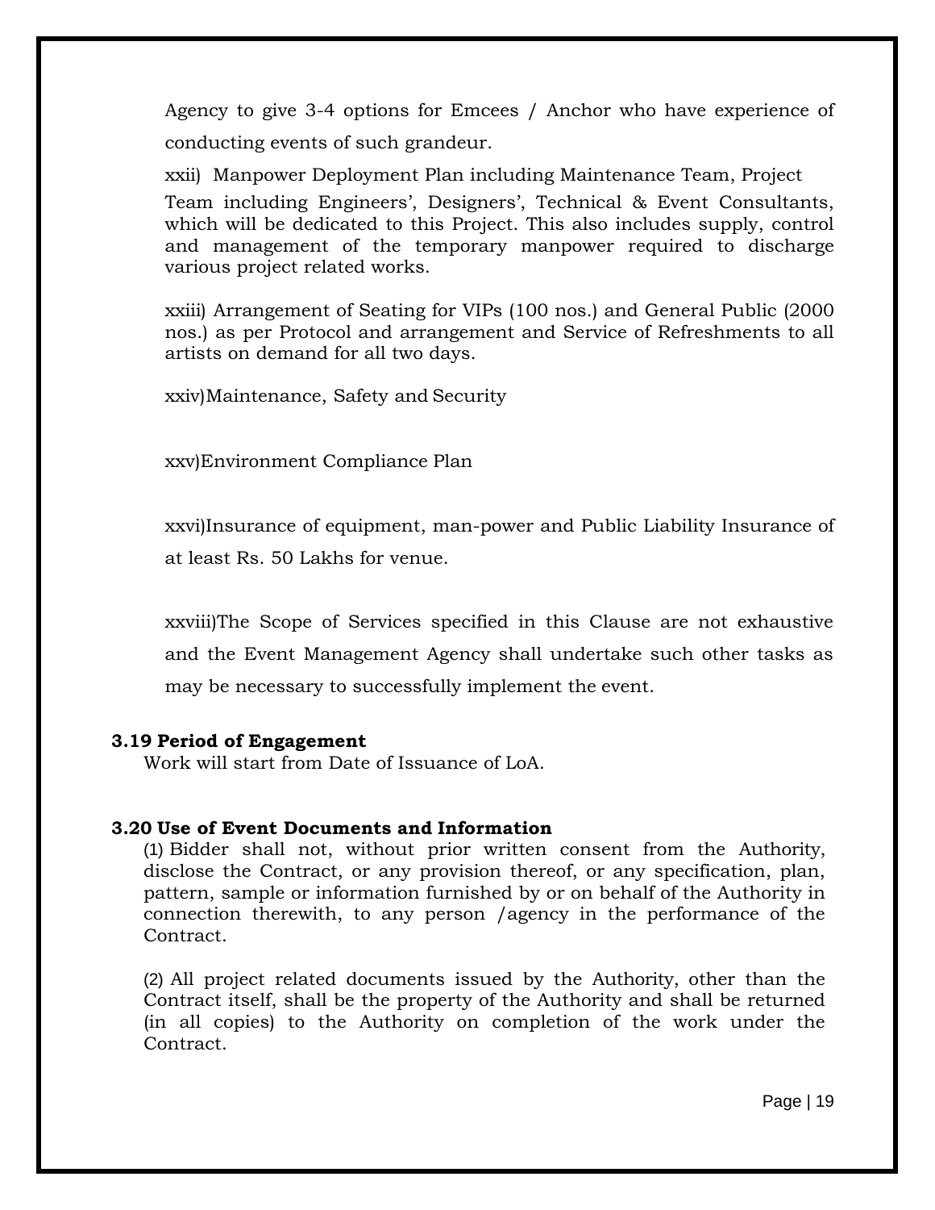Agency to give 3-4 options for Emcees / Anchor who have experience of conducting events of such grandeur.

xxii) Manpower Deployment Plan including Maintenance Team, Project Team including Engineers', Designers', Technical & Event Consultants, which will be dedicated to this Project. This also includes supply, control and management of the temporary manpower required to discharge various project related works.

xxiii) Arrangement of Seating for VIPs (100 nos.) and General Public (2000 nos.) as per Protocol and arrangement and Service of Refreshments to all artists on demand for all two days.

xxiv)Maintenance, Safety and Security

xxv)Environment Compliance Plan

xxvi)Insurance of equipment, man-power and Public Liability Insurance of at least Rs. 50 Lakhs for venue.

xxviii)The Scope of Services specified in this Clause are not exhaustive and the Event Management Agency shall undertake such other tasks as may be necessary to successfully implement the event.

**3.19 Period of Engagement**

Work will start from Date of Issuance of LoA.

**3.20 Use of Event Documents and Information**

(1) Bidder shall not, without prior written consent from the Authority, disclose the Contract, or any provision thereof, or any specification, plan, pattern, sample or information furnished by or on behalf of the Authority in connection therewith, to any person /agency in the performance of the Contract.

(2) All project related documents issued by the Authority, other than the Contract itself, shall be the property of the Authority and shall be returned (in all copies) to the Authority on completion of the work under the Contract.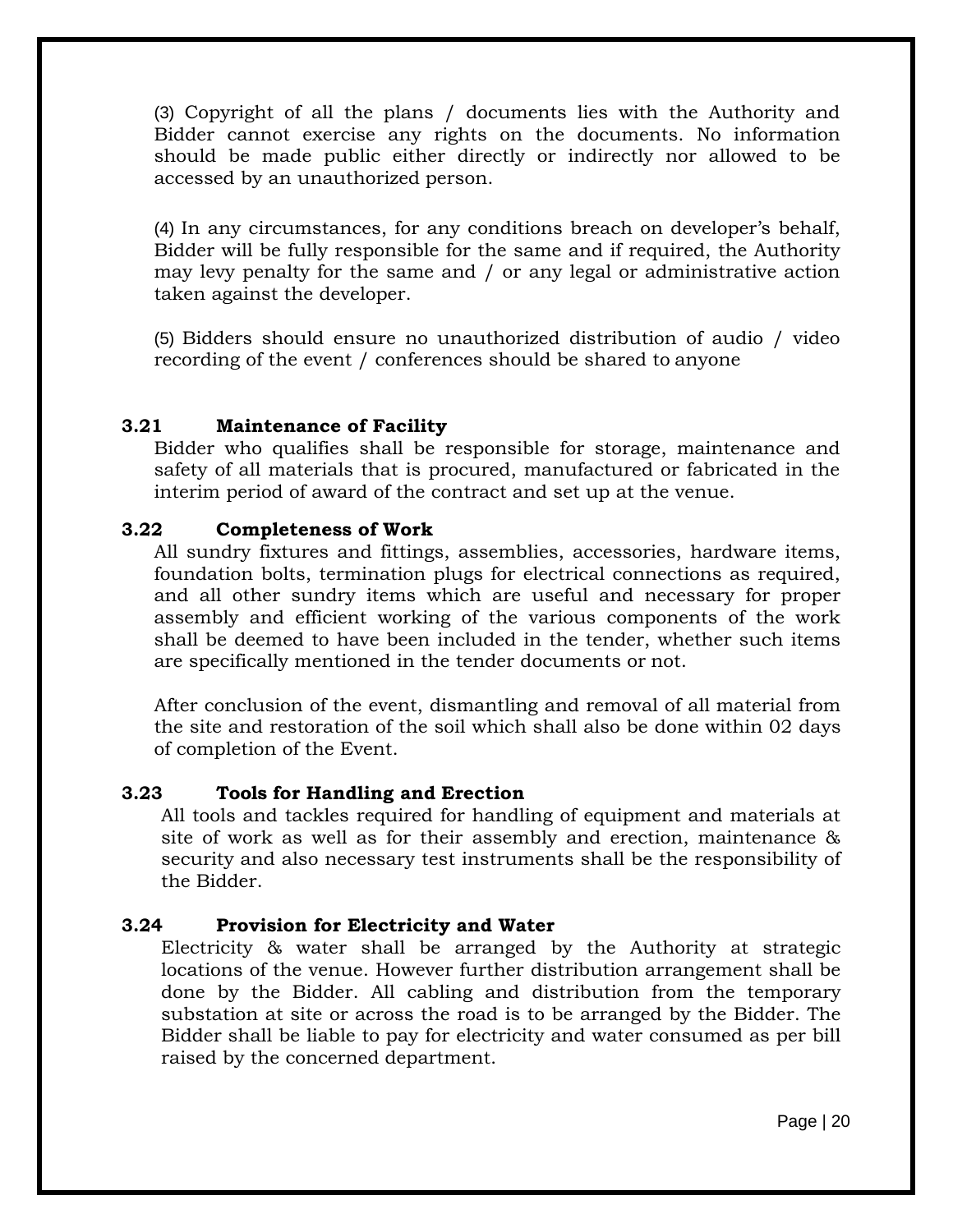(3) Copyright of all the plans / documents lies with the Authority and Bidder cannot exercise any rights on the documents. No information should be made public either directly or indirectly nor allowed to be accessed by an unauthorized person.

(4) In any circumstances, for any conditions breach on developer's behalf, Bidder will be fully responsible for the same and if required, the Authority may levy penalty for the same and / or any legal or administrative action taken against the developer.

(5) Bidders should ensure no unauthorized distribution of audio / video recording of the event / conferences should be shared to anyone

### 3.21 Maintenance of Facility

Bidder who qualifies shall be responsible for storage, maintenance and safety of all materials that is procured, manufactured or fabricated in the interim period of award of the contract and set up at the venue.

### 3.22 Completeness of Work

All sundry fixtures and fittings, assemblies, accessories, hardware items, foundation bolts, termination plugs for electrical connections as required, and all other sundry items which are useful and necessary for proper assembly and efficient working of the various components of the work shall be deemed to have been included in the tender, whether such items are specifically mentioned in the tender documents or not.

After conclusion of the event, dismantling and removal of all material from the site and restoration of the soil which shall also be done within 02 days of completion of the Event.

### 3.23 Tools for Handling and Erection

All tools and tackles required for handling of equipment and materials at site of work as well as for their assembly and erection, maintenance & security and also necessary test instruments shall be the responsibility of the Bidder.

### 3.24 Provision for Electricity and Water

Electricity & water shall be arranged by the Authority at strategic locations of the venue. However further distribution arrangement shall be done by the Bidder. All cabling and distribution from the temporary substation at site or across the road is to be arranged by the Bidder. The Bidder shall be liable to pay for electricity and water consumed as per bill raised by the concerned department.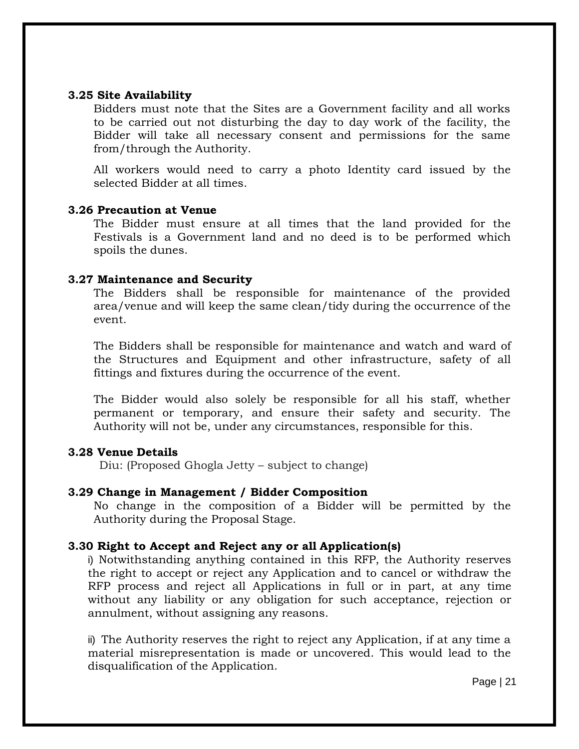### 3.25 Site Availability

Bidders must note that the Sites are a Government facility and all works to be carried out not disturbing the day to day work of the facility, the Bidder will take all necessary consent and permissions for the same from/through the Authority.

All workers would need to carry a photo Identity card issued by the selected Bidder at all times.

### 3.26 Precaution at Venue

The Bidder must ensure at all times that the land provided for the Festivals is a Government land and no deed is to be performed which spoils the dunes.

### 3.27 Maintenance and Security

The Bidders shall be responsible for maintenance of the provided area/venue and will keep the same clean/tidy during the occurrence of the event.

The Bidders shall be responsible for maintenance and watch and ward of the Structures and Equipment and other infrastructure, safety of all fittings and fixtures during the occurrence of the event.

The Bidder would also solely be responsible for all his staff, whether permanent or temporary, and ensure their safety and security. The Authority will not be, under any circumstances, responsible for this.

### 3.28 Venue Details

Diu: (Proposed Ghogla Jetty – subject to change)

### 3.29 Change in Management / Bidder Composition

No change in the composition of a Bidder will be permitted by the Authority during the Proposal Stage.

### 3.30 Right to Accept and Reject any or all Application(s)

i) Notwithstanding anything contained in this RFP, the Authority reserves the right to accept or reject any Application and to cancel or withdraw the RFP process and reject all Applications in full or in part, at any time without any liability or any obligation for such acceptance, rejection or annulment, without assigning any reasons.

ii) The Authority reserves the right to reject any Application, if at any time a material misrepresentation is made or uncovered. This would lead to the disqualification of the Application.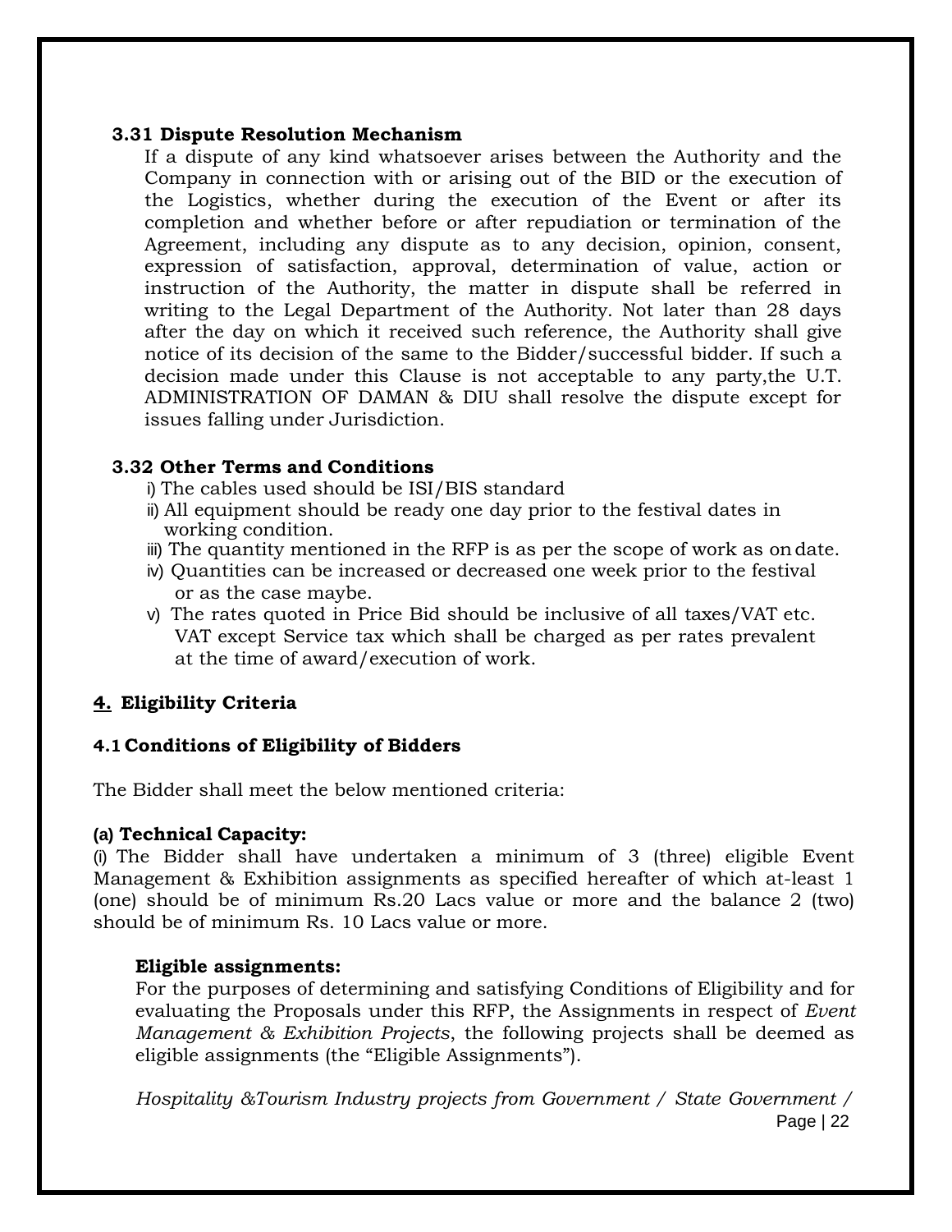### 3.31 Dispute Resolution Mechanism

If a dispute of any kind whatsoever arises between the Authority and the Company in connection with or arising out of the BID or the execution of the Logistics, whether during the execution of the Event or after its completion and whether before or after repudiation or termination of the Agreement, including any dispute as to any decision, opinion, consent, expression of satisfaction, approval, determination of value, action or instruction of the Authority, the matter in dispute shall be referred in writing to the Legal Department of the Authority. Not later than 28 days after the day on which it received such reference, the Authority shall give notice of its decision of the same to the Bidder/successful bidder. If such a decision made under this Clause is not acceptable to any party,the U.T. ADMINISTRATION OF DAMAN & DIU shall resolve the dispute except for issues falling under Jurisdiction.

### 3.32 Other Terms and Conditions

i) The cables used should be ISI/BIS standard

ii) All equipment should be ready one day prior to the festival dates in working condition.

iii) The quantity mentioned in the RFP is as per the scope of work as on date.

iv) Quantities can be increased or decreased one week prior to the festival or as the case maybe.

v) The rates quoted in Price Bid should be inclusive of all taxes/VAT etc. VAT except Service tax which shall be charged as per rates prevalent at the time of award/execution of work.

## 4. Eligibility Criteria

### 4.1 Conditions of Eligibility of Bidders

The Bidder shall meet the below mentioned criteria:

**(a) Technical Capacity:**

(i) The Bidder shall have undertaken a minimum of 3 (three) eligible Event Management & Exhibition assignments as specified hereafter of which at-least 1 (one) should be of minimum Rs.20 Lacs value or more and the balance 2 (two) should be of minimum Rs. 10 Lacs value or more.

**Eligible assignments:**

For the purposes of determining and satisfying Conditions of Eligibility and for evaluating the Proposals under this RFP, the Assignments in respect of *Event Management & Exhibition Projects*, the following projects shall be deemed as eligible assignments (the "Eligible Assignments").

*Hospitality &Tourism Industry projects from Government / State Government /*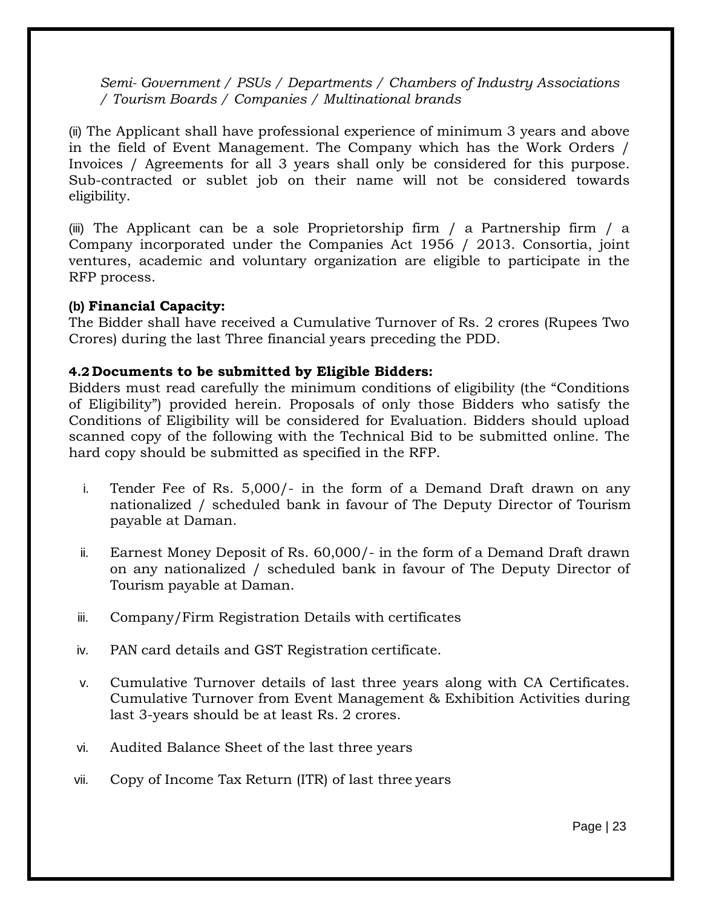*Semi- Government / PSUs / Departments / Chambers of Industry Associations / Tourism Boards / Companies / Multinational brands*

(ii) The Applicant shall have professional experience of minimum 3 years and above in the field of Event Management. The Company which has the Work Orders / Invoices / Agreements for all 3 years shall only be considered for this purpose. Sub-contracted or sublet job on their name will not be considered towards eligibility.

(iii) The Applicant can be a sole Proprietorship firm / a Partnership firm / a Company incorporated under the Companies Act 1956 / 2013. Consortia, joint ventures, academic and voluntary organization are eligible to participate in the RFP process.

**(b) Financial Capacity:**

The Bidder shall have received a Cumulative Turnover of Rs. 2 crores (Rupees Two Crores) during the last Three financial years preceding the PDD.

**4.2 Documents to be submitted by Eligible Bidders:**

Bidders must read carefully the minimum conditions of eligibility (the "Conditions of Eligibility") provided herein. Proposals of only those Bidders who satisfy the Conditions of Eligibility will be considered for Evaluation. Bidders should upload scanned copy of the following with the Technical Bid to be submitted online. The hard copy should be submitted as specified in the RFP.

i. Tender Fee of Rs. 5,000/- in the form of a Demand Draft drawn on any nationalized / scheduled bank in favour of The Deputy Director of Tourism payable at Daman.

ii. Earnest Money Deposit of Rs. 60,000/- in the form of a Demand Draft drawn on any nationalized / scheduled bank in favour of The Deputy Director of Tourism payable at Daman.

iii. Company/Firm Registration Details with certificates

iv. PAN card details and GST Registration certificate.

v. Cumulative Turnover details of last three years along with CA Certificates. Cumulative Turnover from Event Management & Exhibition Activities during last 3-years should be at least Rs. 2 crores.

vi. Audited Balance Sheet of the last three years

vii. Copy of Income Tax Return (ITR) of last three years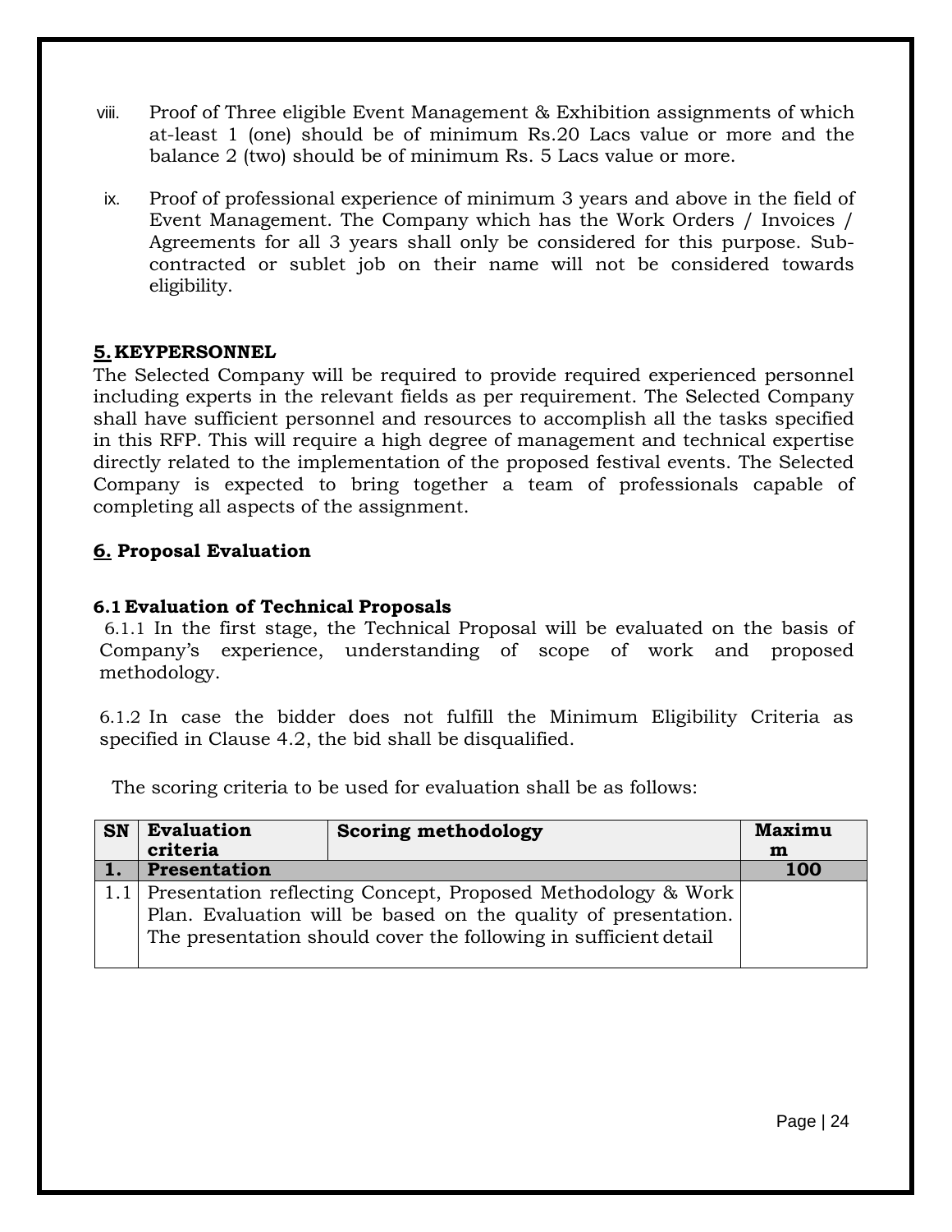viii. Proof of Three eligible Event Management & Exhibition assignments of which at-least 1 (one) should be of minimum Rs.20 Lacs value or more and the balance 2 (two) should be of minimum Rs. 5 Lacs value or more.

ix. Proof of professional experience of minimum 3 years and above in the field of Event Management. The Company which has the Work Orders / Invoices / Agreements for all 3 years shall only be considered for this purpose. Sub-contracted or sublet job on their name will not be considered towards eligibility.

## 5. KEYPERSONNEL

The Selected Company will be required to provide required experienced personnel including experts in the relevant fields as per requirement. The Selected Company shall have sufficient personnel and resources to accomplish all the tasks specified in this RFP. This will require a high degree of management and technical expertise directly related to the implementation of the proposed festival events. The Selected Company is expected to bring together a team of professionals capable of completing all aspects of the assignment.

## 6. Proposal Evaluation

### 6.1 Evaluation of Technical Proposals

6.1.1 In the first stage, the Technical Proposal will be evaluated on the basis of Company's experience, understanding of scope of work and proposed methodology.

6.1.2 In case the bidder does not fulfill the Minimum Eligibility Criteria as specified in Clause 4.2, the bid shall be disqualified.

The scoring criteria to be used for evaluation shall be as follows:

| SN | Evaluation criteria | Scoring methodology | Maximum |
|---|---|---|---|
| **1.** | **Presentation** | | **100** |
| 1.1 | Presentation reflecting Concept, Proposed Methodology & Work Plan. Evaluation will be based on the quality of presentation. The presentation should cover the following in sufficient detail | | |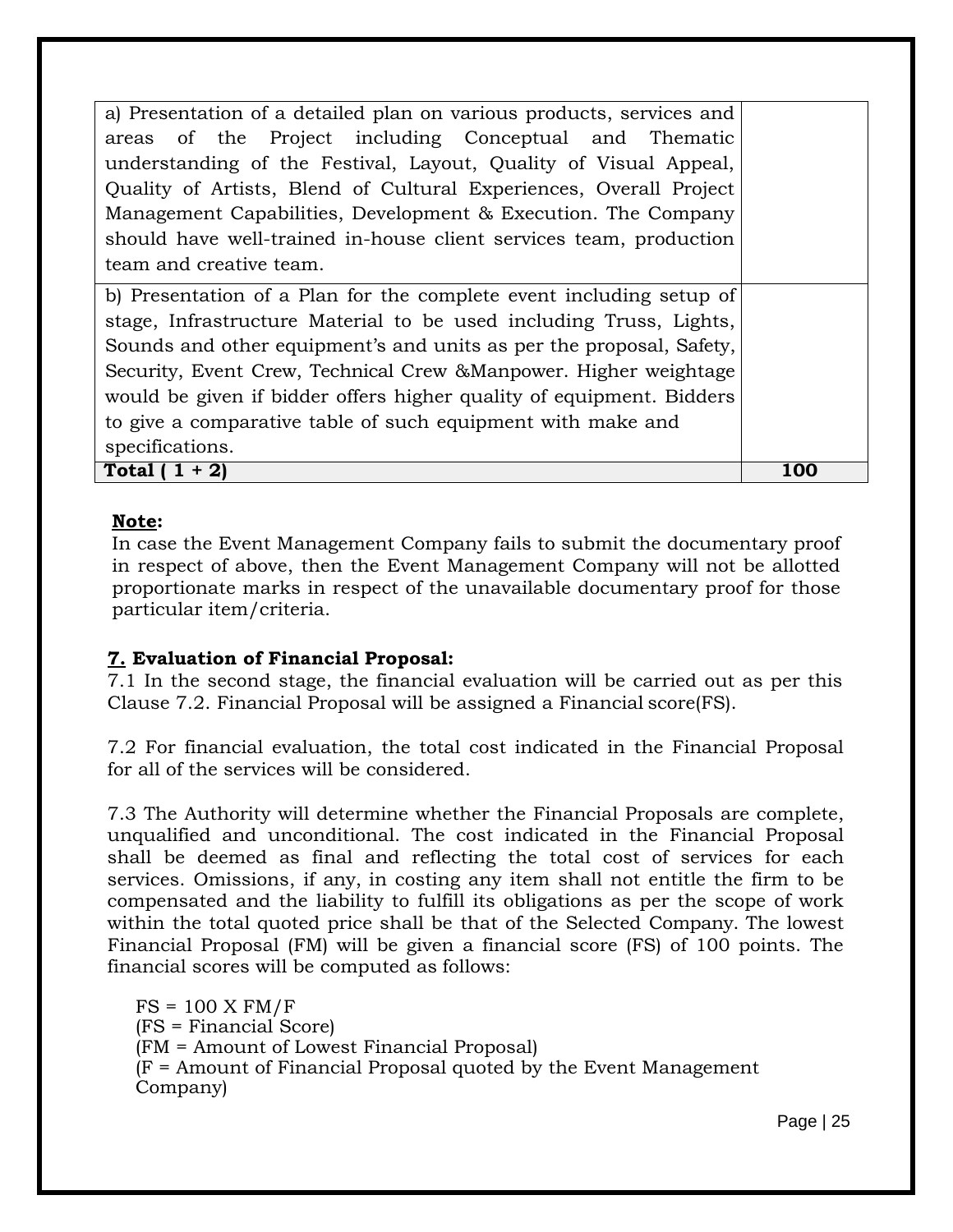| | |
|---|---|
| a) Presentation of a detailed plan on various products, services and areas of the Project including Conceptual and Thematic understanding of the Festival, Layout, Quality of Visual Appeal, Quality of Artists, Blend of Cultural Experiences, Overall Project Management Capabilities, Development & Execution. The Company should have well-trained in-house client services team, production team and creative team. | |
| b) Presentation of a Plan for the complete event including setup of stage, Infrastructure Material to be used including Truss, Lights, Sounds and other equipment's and units as per the proposal, Safety, Security, Event Crew, Technical Crew &Manpower. Higher weightage would be given if bidder offers higher quality of equipment. Bidders to give a comparative table of such equipment with make and specifications. | |
| **Total ( 1 + 2)** | **100** |

**Note:**
In case the Event Management Company fails to submit the documentary proof in respect of above, then the Event Management Company will not be allotted proportionate marks in respect of the unavailable documentary proof for those particular item/criteria.

**7. Evaluation of Financial Proposal:**

7.1 In the second stage, the financial evaluation will be carried out as per this Clause 7.2. Financial Proposal will be assigned a Financial score(FS).

7.2 For financial evaluation, the total cost indicated in the Financial Proposal for all of the services will be considered.

7.3 The Authority will determine whether the Financial Proposals are complete, unqualified and unconditional. The cost indicated in the Financial Proposal shall be deemed as final and reflecting the total cost of services for each services. Omissions, if any, in costing any item shall not entitle the firm to be compensated and the liability to fulfill its obligations as per the scope of work within the total quoted price shall be that of the Selected Company. The lowest Financial Proposal (FM) will be given a financial score (FS) of 100 points. The financial scores will be computed as follows:

FS = 100 X FM/F
(FS = Financial Score)
(FM = Amount of Lowest Financial Proposal)
(F = Amount of Financial Proposal quoted by the Event Management Company)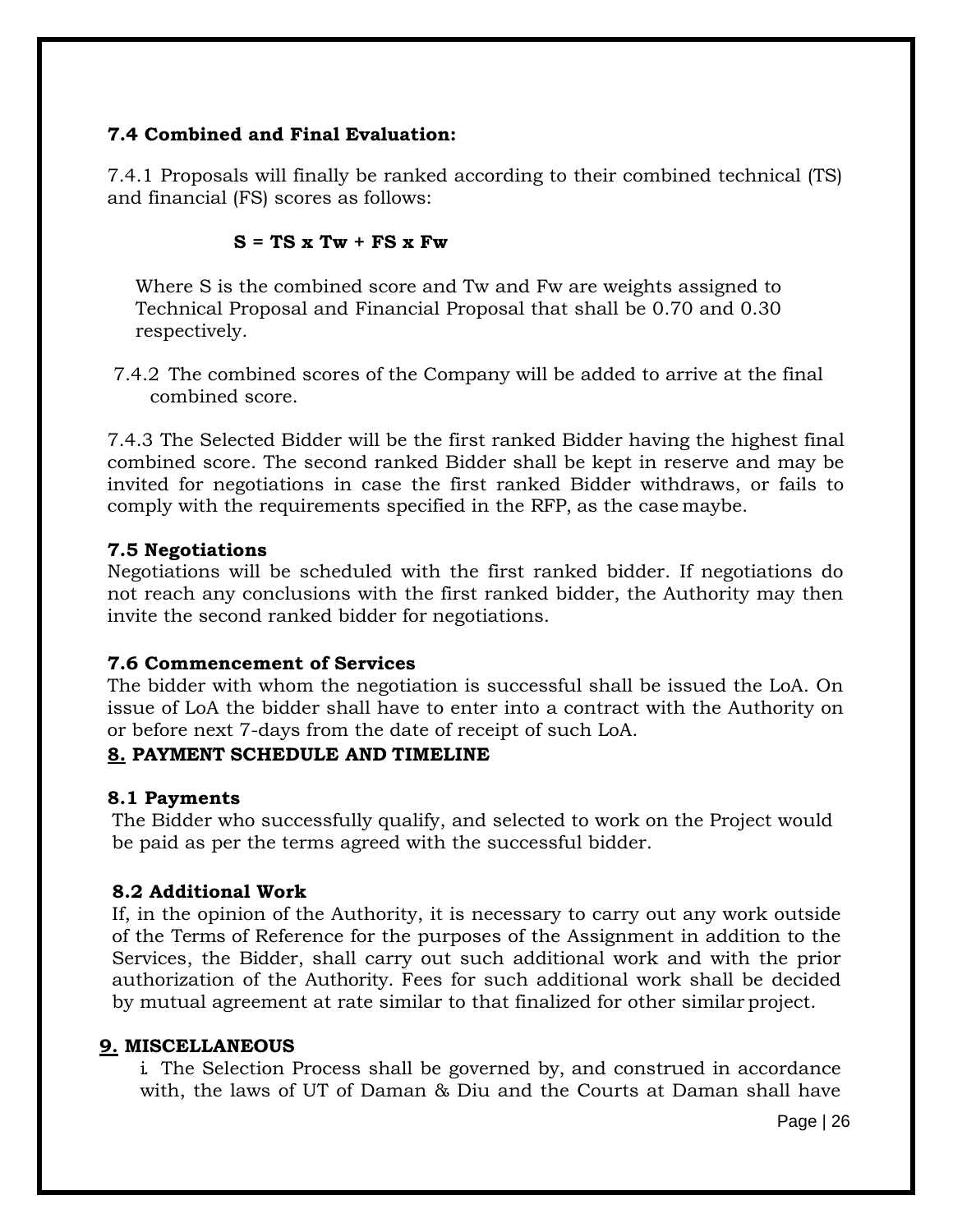### 7.4 Combined and Final Evaluation:

7.4.1 Proposals will finally be ranked according to their combined technical (TS) and financial (FS) scores as follows:

$$S = TS \times Tw + FS \times Fw$$

Where S is the combined score and Tw and Fw are weights assigned to Technical Proposal and Financial Proposal that shall be 0.70 and 0.30 respectively.

7.4.2 The combined scores of the Company will be added to arrive at the final combined score.

7.4.3 The Selected Bidder will be the first ranked Bidder having the highest final combined score. The second ranked Bidder shall be kept in reserve and may be invited for negotiations in case the first ranked Bidder withdraws, or fails to comply with the requirements specified in the RFP, as the case maybe.

### 7.5 Negotiations

Negotiations will be scheduled with the first ranked bidder. If negotiations do not reach any conclusions with the first ranked bidder, the Authority may then invite the second ranked bidder for negotiations.

### 7.6 Commencement of Services

The bidder with whom the negotiation is successful shall be issued the LoA. On issue of LoA the bidder shall have to enter into a contract with the Authority on or before next 7-days from the date of receipt of such LoA.

## 8. PAYMENT SCHEDULE AND TIMELINE

### 8.1 Payments

The Bidder who successfully qualify, and selected to work on the Project would be paid as per the terms agreed with the successful bidder.

### 8.2 Additional Work

If, in the opinion of the Authority, it is necessary to carry out any work outside of the Terms of Reference for the purposes of the Assignment in addition to the Services, the Bidder, shall carry out such additional work and with the prior authorization of the Authority. Fees for such additional work shall be decided by mutual agreement at rate similar to that finalized for other similar project.

## 9. MISCELLANEOUS

i. The Selection Process shall be governed by, and construed in accordance with, the laws of UT of Daman & Diu and the Courts at Daman shall have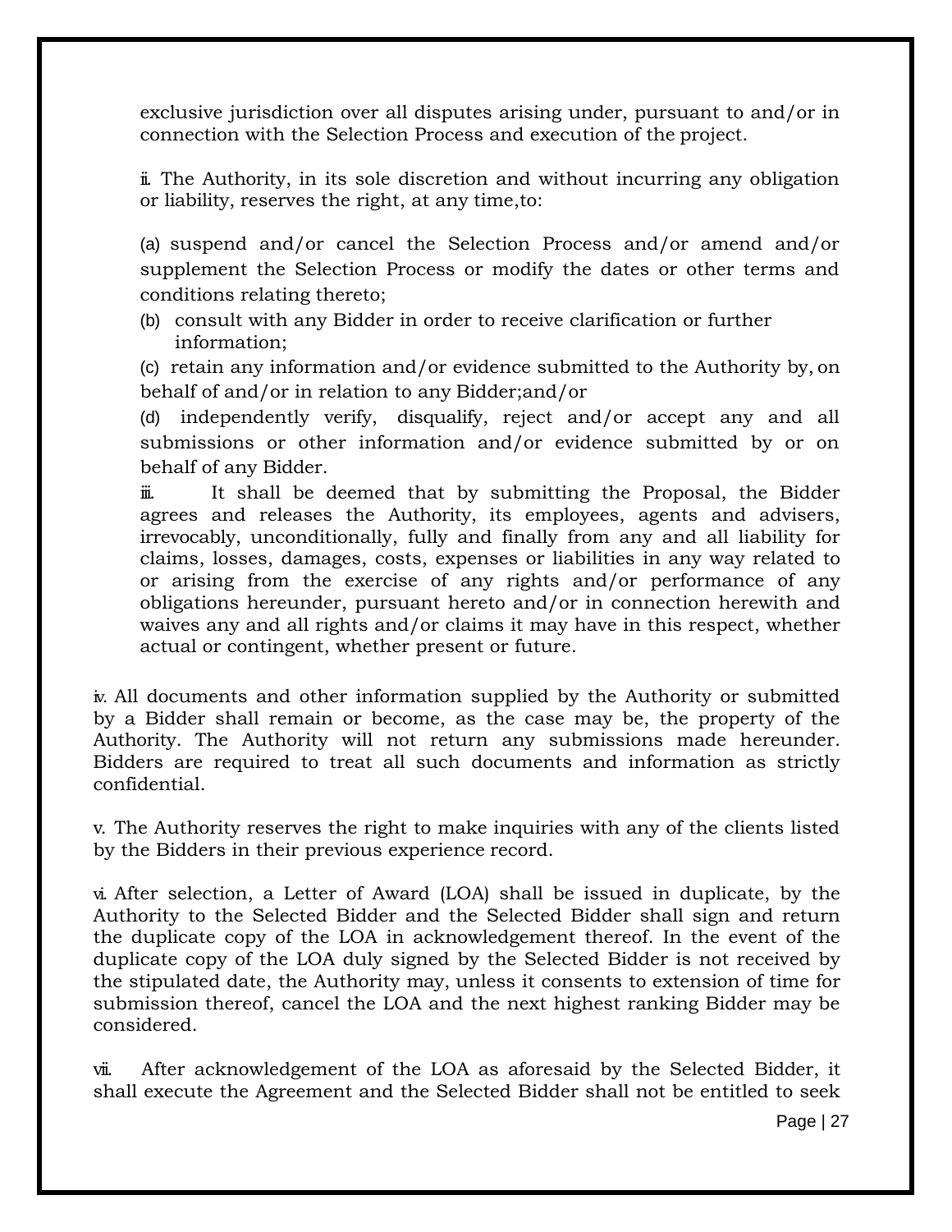exclusive jurisdiction over all disputes arising under, pursuant to and/or in connection with the Selection Process and execution of the project.

ii. The Authority, in its sole discretion and without incurring any obligation or liability, reserves the right, at any time,to:

(a) suspend and/or cancel the Selection Process and/or amend and/or supplement the Selection Process or modify the dates or other terms and conditions relating thereto;

(b) consult with any Bidder in order to receive clarification or further information;

(c) retain any information and/or evidence submitted to the Authority by, on behalf of and/or in relation to any Bidder;and/or

(d) independently verify, disqualify, reject and/or accept any and all submissions or other information and/or evidence submitted by or on behalf of any Bidder.

iii. It shall be deemed that by submitting the Proposal, the Bidder agrees and releases the Authority, its employees, agents and advisers, irrevocably, unconditionally, fully and finally from any and all liability for claims, losses, damages, costs, expenses or liabilities in any way related to or arising from the exercise of any rights and/or performance of any obligations hereunder, pursuant hereto and/or in connection herewith and waives any and all rights and/or claims it may have in this respect, whether actual or contingent, whether present or future.

iv. All documents and other information supplied by the Authority or submitted by a Bidder shall remain or become, as the case may be, the property of the Authority. The Authority will not return any submissions made hereunder. Bidders are required to treat all such documents and information as strictly confidential.

v. The Authority reserves the right to make inquiries with any of the clients listed by the Bidders in their previous experience record.

vi. After selection, a Letter of Award (LOA) shall be issued in duplicate, by the Authority to the Selected Bidder and the Selected Bidder shall sign and return the duplicate copy of the LOA in acknowledgement thereof. In the event of the duplicate copy of the LOA duly signed by the Selected Bidder is not received by the stipulated date, the Authority may, unless it consents to extension of time for submission thereof, cancel the LOA and the next highest ranking Bidder may be considered.

vii. After acknowledgement of the LOA as aforesaid by the Selected Bidder, it shall execute the Agreement and the Selected Bidder shall not be entitled to seek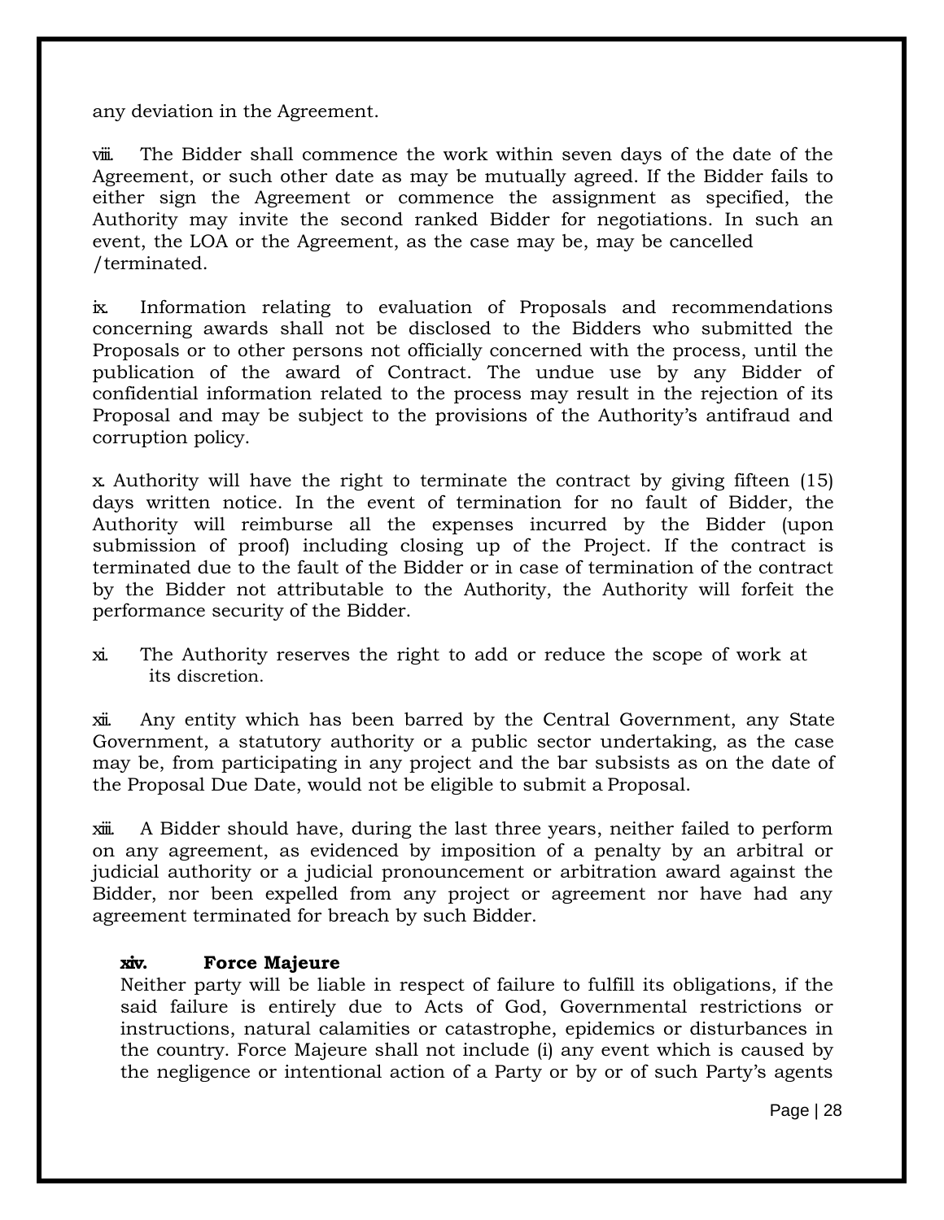any deviation in the Agreement.

viii. The Bidder shall commence the work within seven days of the date of the Agreement, or such other date as may be mutually agreed. If the Bidder fails to either sign the Agreement or commence the assignment as specified, the Authority may invite the second ranked Bidder for negotiations. In such an event, the LOA or the Agreement, as the case may be, may be cancelled /terminated.

ix. Information relating to evaluation of Proposals and recommendations concerning awards shall not be disclosed to the Bidders who submitted the Proposals or to other persons not officially concerned with the process, until the publication of the award of Contract. The undue use by any Bidder of confidential information related to the process may result in the rejection of its Proposal and may be subject to the provisions of the Authority's antifraud and corruption policy.

x. Authority will have the right to terminate the contract by giving fifteen (15) days written notice. In the event of termination for no fault of Bidder, the Authority will reimburse all the expenses incurred by the Bidder (upon submission of proof) including closing up of the Project. If the contract is terminated due to the fault of the Bidder or in case of termination of the contract by the Bidder not attributable to the Authority, the Authority will forfeit the performance security of the Bidder.

xi. The Authority reserves the right to add or reduce the scope of work at its discretion.

xii. Any entity which has been barred by the Central Government, any State Government, a statutory authority or a public sector undertaking, as the case may be, from participating in any project and the bar subsists as on the date of the Proposal Due Date, would not be eligible to submit a Proposal.

xiii. A Bidder should have, during the last three years, neither failed to perform on any agreement, as evidenced by imposition of a penalty by an arbitral or judicial authority or a judicial pronouncement or arbitration award against the Bidder, nor been expelled from any project or agreement nor have had any agreement terminated for breach by such Bidder.

**xiv. Force Majeure**

Neither party will be liable in respect of failure to fulfill its obligations, if the said failure is entirely due to Acts of God, Governmental restrictions or instructions, natural calamities or catastrophe, epidemics or disturbances in the country. Force Majeure shall not include (i) any event which is caused by the negligence or intentional action of a Party or by or of such Party's agents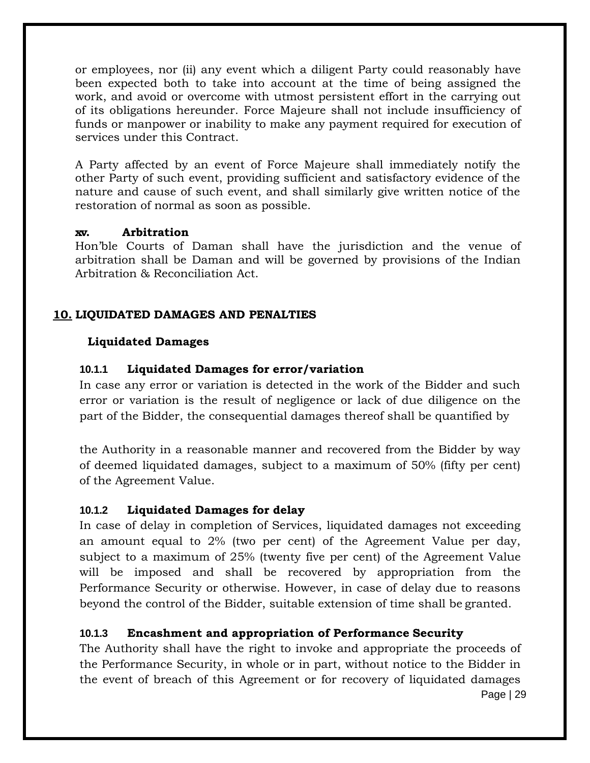or employees, nor (ii) any event which a diligent Party could reasonably have been expected both to take into account at the time of being assigned the work, and avoid or overcome with utmost persistent effort in the carrying out of its obligations hereunder. Force Majeure shall not include insufficiency of funds or manpower or inability to make any payment required for execution of services under this Contract.

A Party affected by an event of Force Majeure shall immediately notify the other Party of such event, providing sufficient and satisfactory evidence of the nature and cause of such event, and shall similarly give written notice of the restoration of normal as soon as possible.

**xv. Arbitration**

Hon'ble Courts of Daman shall have the jurisdiction and the venue of arbitration shall be Daman and will be governed by provisions of the Indian Arbitration & Reconciliation Act.

## 10. LIQUIDATED DAMAGES AND PENALTIES

### Liquidated Damages

**10.1.1 Liquidated Damages for error/variation**

In case any error or variation is detected in the work of the Bidder and such error or variation is the result of negligence or lack of due diligence on the part of the Bidder, the consequential damages thereof shall be quantified by

the Authority in a reasonable manner and recovered from the Bidder by way of deemed liquidated damages, subject to a maximum of 50% (fifty per cent) of the Agreement Value.

**10.1.2 Liquidated Damages for delay**

In case of delay in completion of Services, liquidated damages not exceeding an amount equal to 2% (two per cent) of the Agreement Value per day, subject to a maximum of 25% (twenty five per cent) of the Agreement Value will be imposed and shall be recovered by appropriation from the Performance Security or otherwise. However, in case of delay due to reasons beyond the control of the Bidder, suitable extension of time shall be granted.

**10.1.3 Encashment and appropriation of Performance Security**

The Authority shall have the right to invoke and appropriate the proceeds of the Performance Security, in whole or in part, without notice to the Bidder in the event of breach of this Agreement or for recovery of liquidated damages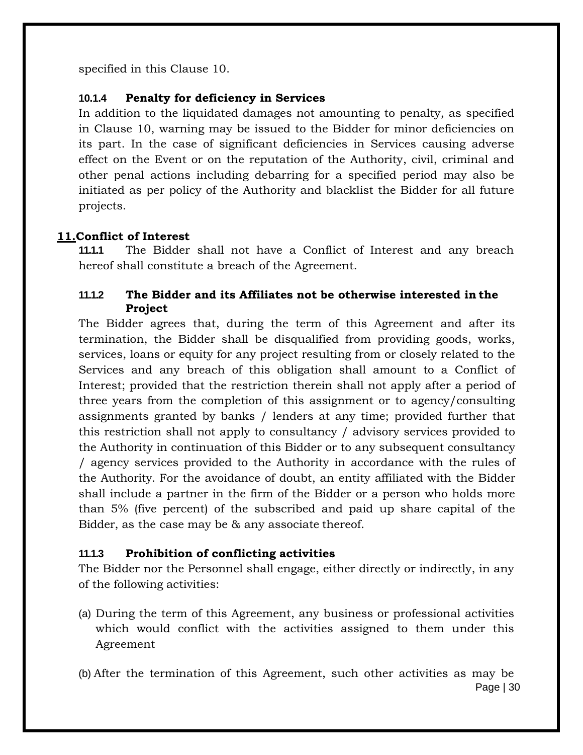specified in this Clause 10.

#### 10.1.4 Penalty for deficiency in Services

In addition to the liquidated damages not amounting to penalty, as specified in Clause 10, warning may be issued to the Bidder for minor deficiencies on its part. In the case of significant deficiencies in Services causing adverse effect on the Event or on the reputation of the Authority, civil, criminal and other penal actions including debarring for a specified period may also be initiated as per policy of the Authority and blacklist the Bidder for all future projects.

## 11. Conflict of Interest

**11.1.1** The Bidder shall not have a Conflict of Interest and any breach hereof shall constitute a breach of the Agreement.

#### 11.1.2 The Bidder and its Affiliates not be otherwise interested in the Project

The Bidder agrees that, during the term of this Agreement and after its termination, the Bidder shall be disqualified from providing goods, works, services, loans or equity for any project resulting from or closely related to the Services and any breach of this obligation shall amount to a Conflict of Interest; provided that the restriction therein shall not apply after a period of three years from the completion of this assignment or to agency/consulting assignments granted by banks / lenders at any time; provided further that this restriction shall not apply to consultancy / advisory services provided to the Authority in continuation of this Bidder or to any subsequent consultancy / agency services provided to the Authority in accordance with the rules of the Authority. For the avoidance of doubt, an entity affiliated with the Bidder shall include a partner in the firm of the Bidder or a person who holds more than 5% (five percent) of the subscribed and paid up share capital of the Bidder, as the case may be & any associate thereof.

#### 11.1.3 Prohibition of conflicting activities

The Bidder nor the Personnel shall engage, either directly or indirectly, in any of the following activities:

(a) During the term of this Agreement, any business or professional activities which would conflict with the activities assigned to them under this Agreement

(b) After the termination of this Agreement, such other activities as may be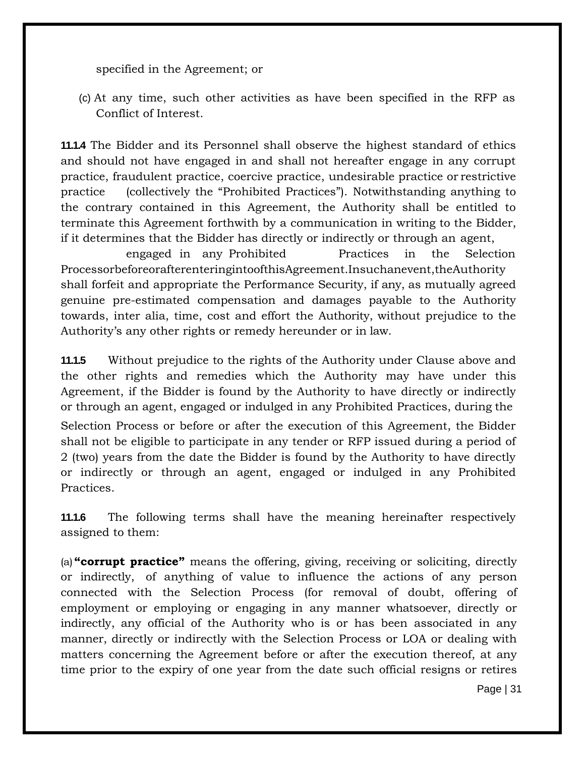specified in the Agreement; or

(c) At any time, such other activities as have been specified in the RFP as Conflict of Interest.

**11.1.4** The Bidder and its Personnel shall observe the highest standard of ethics and should not have engaged in and shall not hereafter engage in any corrupt practice, fraudulent practice, coercive practice, undesirable practice or restrictive practice (collectively the "Prohibited Practices"). Notwithstanding anything to the contrary contained in this Agreement, the Authority shall be entitled to terminate this Agreement forthwith by a communication in writing to the Bidder, if it determines that the Bidder has directly or indirectly or through an agent, engaged in any Prohibited Practices in the Selection Processorbeforeorafterenteringintoofthis Agreement.Insuchanevent,theAuthority shall forfeit and appropriate the Performance Security, if any, as mutually agreed genuine pre-estimated compensation and damages payable to the Authority towards, inter alia, time, cost and effort the Authority, without prejudice to the Authority's any other rights or remedy hereunder or in law.

**11.1.5** Without prejudice to the rights of the Authority under Clause above and the other rights and remedies which the Authority may have under this Agreement, if the Bidder is found by the Authority to have directly or indirectly or through an agent, engaged or indulged in any Prohibited Practices, during the Selection Process or before or after the execution of this Agreement, the Bidder shall not be eligible to participate in any tender or RFP issued during a period of 2 (two) years from the date the Bidder is found by the Authority to have directly or indirectly or through an agent, engaged or indulged in any Prohibited Practices.

**11.1.6** The following terms shall have the meaning hereinafter respectively assigned to them:

(a) **"corrupt practice"** means the offering, giving, receiving or soliciting, directly or indirectly, of anything of value to influence the actions of any person connected with the Selection Process (for removal of doubt, offering of employment or employing or engaging in any manner whatsoever, directly or indirectly, any official of the Authority who is or has been associated in any manner, directly or indirectly with the Selection Process or LOA or dealing with matters concerning the Agreement before or after the execution thereof, at any time prior to the expiry of one year from the date such official resigns or retires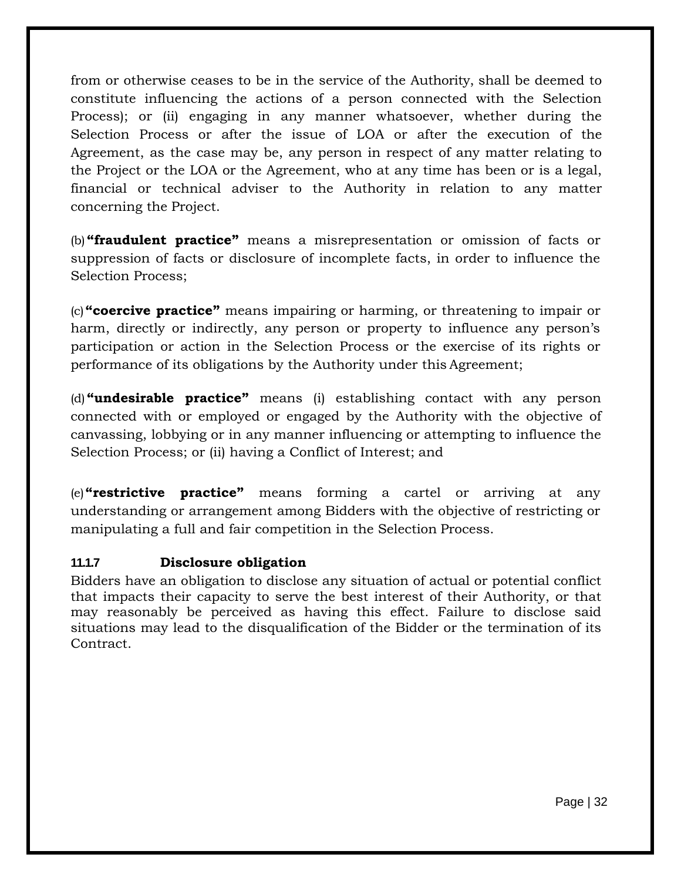from or otherwise ceases to be in the service of the Authority, shall be deemed to constitute influencing the actions of a person connected with the Selection Process); or (ii) engaging in any manner whatsoever, whether during the Selection Process or after the issue of LOA or after the execution of the Agreement, as the case may be, any person in respect of any matter relating to the Project or the LOA or the Agreement, who at any time has been or is a legal, financial or technical adviser to the Authority in relation to any matter concerning the Project.

(b) **"fraudulent practice"** means a misrepresentation or omission of facts or suppression of facts or disclosure of incomplete facts, in order to influence the Selection Process;

(c) **"coercive practice"** means impairing or harming, or threatening to impair or harm, directly or indirectly, any person or property to influence any person's participation or action in the Selection Process or the exercise of its rights or performance of its obligations by the Authority under this Agreement;

(d) **"undesirable practice"** means (i) establishing contact with any person connected with or employed or engaged by the Authority with the objective of canvassing, lobbying or in any manner influencing or attempting to influence the Selection Process; or (ii) having a Conflict of Interest; and

(e) **"restrictive practice"** means forming a cartel or arriving at any understanding or arrangement among Bidders with the objective of restricting or manipulating a full and fair competition in the Selection Process.

**11.1.7 Disclosure obligation**

Bidders have an obligation to disclose any situation of actual or potential conflict that impacts their capacity to serve the best interest of their Authority, or that may reasonably be perceived as having this effect. Failure to disclose said situations may lead to the disqualification of the Bidder or the termination of its Contract.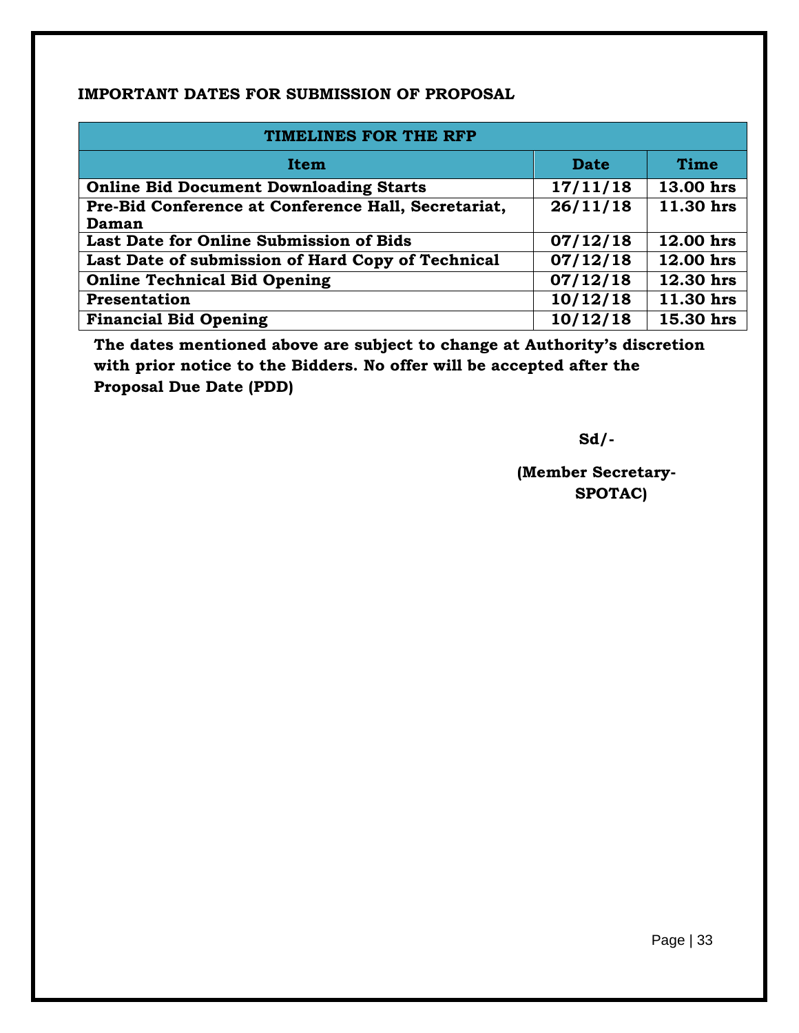**IMPORTANT DATES FOR SUBMISSION OF PROPOSAL**

| TIMELINES FOR THE RFP | | |
|---|---|---|
| **Item** | **Date** | **Time** |
| **Online Bid Document Downloading Starts** | **17/11/18** | **13.00 hrs** |
| **Pre-Bid Conference at Conference Hall, Secretariat, Daman** | **26/11/18** | **11.30 hrs** |
| **Last Date for Online Submission of Bids** | **07/12/18** | **12.00 hrs** |
| **Last Date of submission of Hard Copy of Technical** | **07/12/18** | **12.00 hrs** |
| **Online Technical Bid Opening** | **07/12/18** | **12.30 hrs** |
| **Presentation** | **10/12/18** | **11.30 hrs** |
| **Financial Bid Opening** | **10/12/18** | **15.30 hrs** |

**The dates mentioned above are subject to change at Authority's discretion with prior notice to the Bidders. No offer will be accepted after the Proposal Due Date (PDD)**

**Sd/-**

**(Member Secretary-SPOTAC)**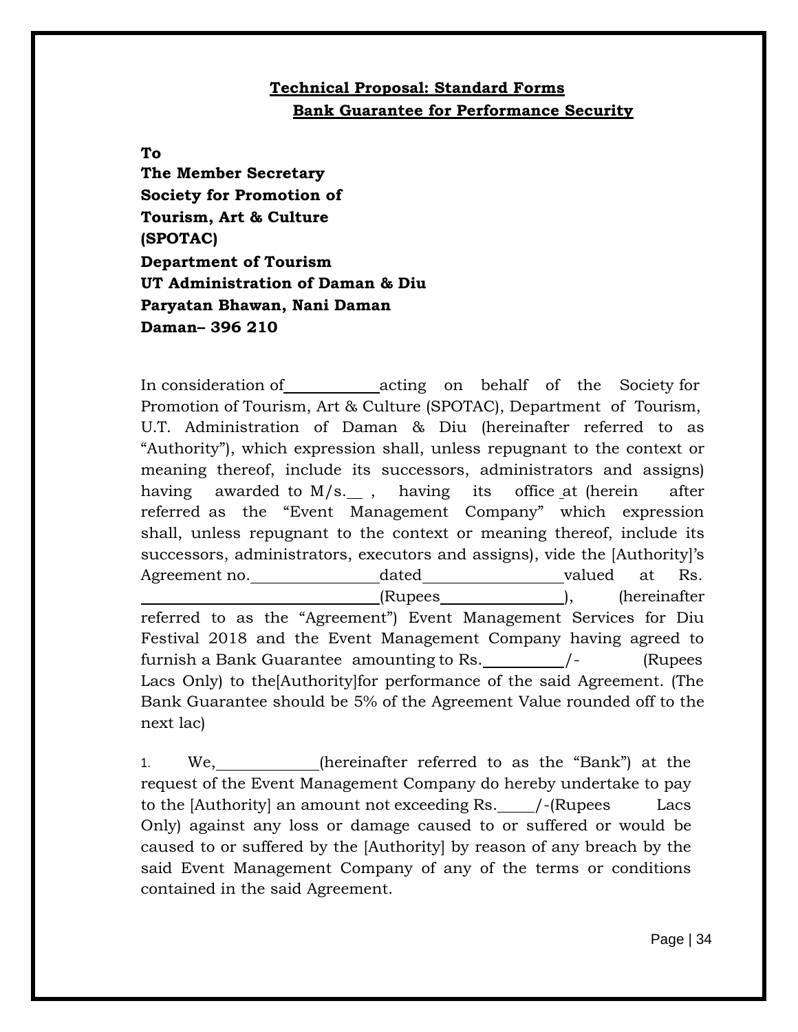**Technical Proposal: Standard Forms**

**Bank Guarantee for Performance Security**

**To**
**The Member Secretary**
**Society for Promotion of**
**Tourism, Art & Culture**
**(SPOTAC)**
**Department of Tourism**
**UT Administration of Daman & Diu**
**Paryatan Bhawan, Nani Daman**
**Daman– 396 210**

In consideration of\_\_\_\_\_\_\_\_\_\_\_\_acting on behalf of the Society for Promotion of Tourism, Art & Culture (SPOTAC), Department of Tourism, U.T. Administration of Daman & Diu (hereinafter referred to as "Authority"), which expression shall, unless repugnant to the context or meaning thereof, include its successors, administrators and assigns) having awarded to M/s.\_\_ , having its office at (herein after referred as the "Event Management Company" which expression shall, unless repugnant to the context or meaning thereof, include its successors, administrators, executors and assigns), vide the [Authority]'s Agreement no.\_\_\_\_\_\_\_\_\_\_\_\_\_\_\_\_dated\_\_\_\_\_\_\_\_\_\_\_\_\_\_\_\_\_\_valued at Rs. \_\_\_\_\_\_\_\_\_\_\_\_\_\_\_\_\_\_\_\_\_\_\_\_\_\_\_\_\_\_\_(Rupees\_\_\_\_\_\_\_\_\_\_\_\_\_\_\_\_\_), (hereinafter referred to as the "Agreement") Event Management Services for Diu Festival 2018 and the Event Management Company having agreed to furnish a Bank Guarantee amounting to Rs.\_\_\_\_\_\_\_\_\_\_\_/- (Rupees Lacs Only) to the[Authority]for performance of the said Agreement. (The Bank Guarantee should be 5% of the Agreement Value rounded off to the next lac)

1. We,\_\_\_\_\_\_\_\_\_\_\_\_\_(hereinafter referred to as the "Bank") at the request of the Event Management Company do hereby undertake to pay to the [Authority] an amount not exceeding Rs.\_\_\_\_\_/-(Rupees Lacs Only) against any loss or damage caused to or suffered or would be caused to or suffered by the [Authority] by reason of any breach by the said Event Management Company of any of the terms or conditions contained in the said Agreement.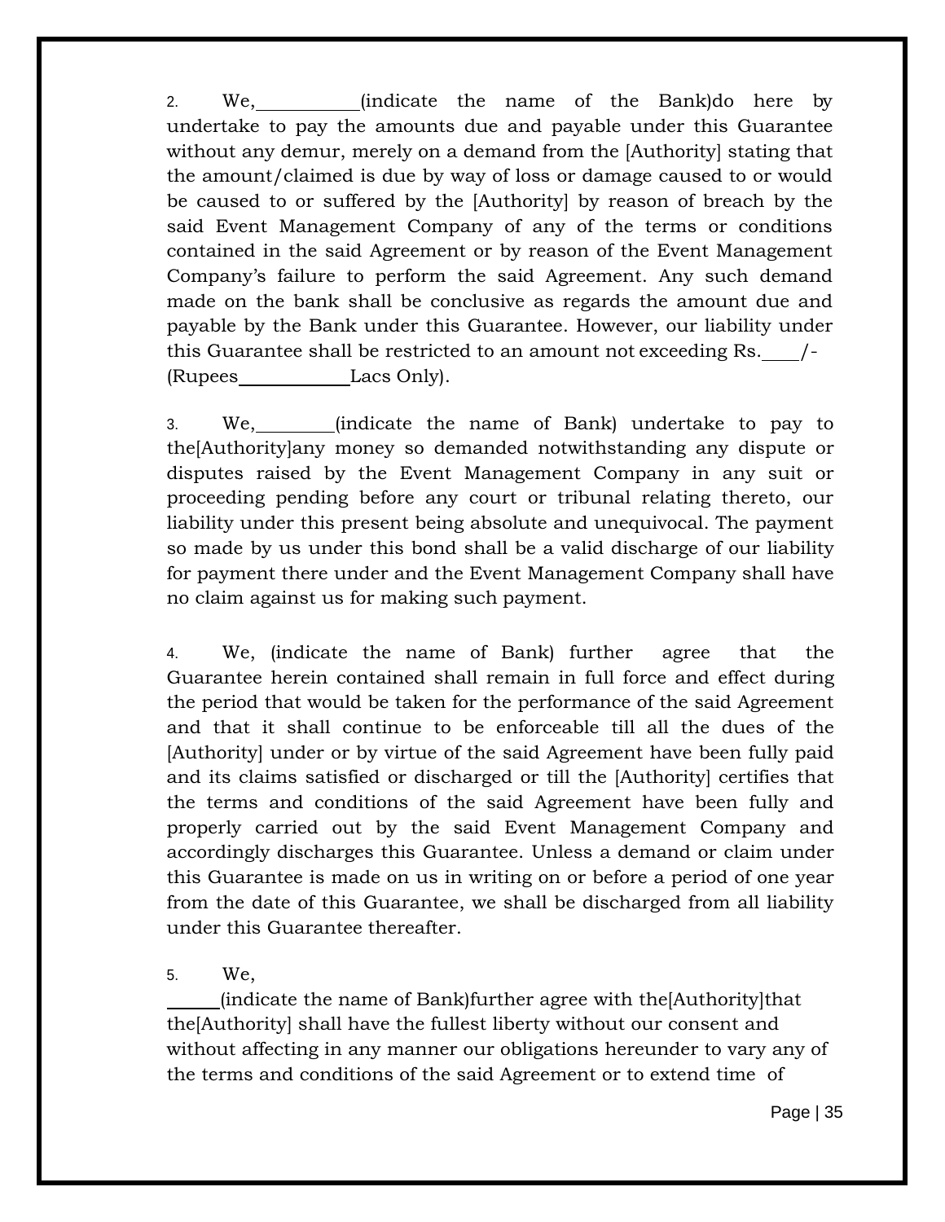2. We,\_\_\_\_\_\_\_\_\_\_(indicate the name of the Bank)do here by undertake to pay the amounts due and payable under this Guarantee without any demur, merely on a demand from the [Authority] stating that the amount/claimed is due by way of loss or damage caused to or would be caused to or suffered by the [Authority] by reason of breach by the said Event Management Company of any of the terms or conditions contained in the said Agreement or by reason of the Event Management Company's failure to perform the said Agreement. Any such demand made on the bank shall be conclusive as regards the amount due and payable by the Bank under this Guarantee. However, our liability under this Guarantee shall be restricted to an amount not exceeding Rs.\_\_\_\_/- (Rupees\_\_\_\_\_\_\_\_\_\_\_Lacs Only).

3. We,\_\_\_\_\_\_\_\_(indicate the name of Bank) undertake to pay to the[Authority]any money so demanded notwithstanding any dispute or disputes raised by the Event Management Company in any suit or proceeding pending before any court or tribunal relating thereto, our liability under this present being absolute and unequivocal. The payment so made by us under this bond shall be a valid discharge of our liability for payment there under and the Event Management Company shall have no claim against us for making such payment.

4. We, (indicate the name of Bank) further agree that the Guarantee herein contained shall remain in full force and effect during the period that would be taken for the performance of the said Agreement and that it shall continue to be enforceable till all the dues of the [Authority] under or by virtue of the said Agreement have been fully paid and its claims satisfied or discharged or till the [Authority] certifies that the terms and conditions of the said Agreement have been fully and properly carried out by the said Event Management Company and accordingly discharges this Guarantee. Unless a demand or claim under this Guarantee is made on us in writing on or before a period of one year from the date of this Guarantee, we shall be discharged from all liability under this Guarantee thereafter.

5. We, \_\_\_\_\_(indicate the name of Bank)further agree with the[Authority]that the[Authority] shall have the fullest liberty without our consent and without affecting in any manner our obligations hereunder to vary any of the terms and conditions of the said Agreement or to extend time of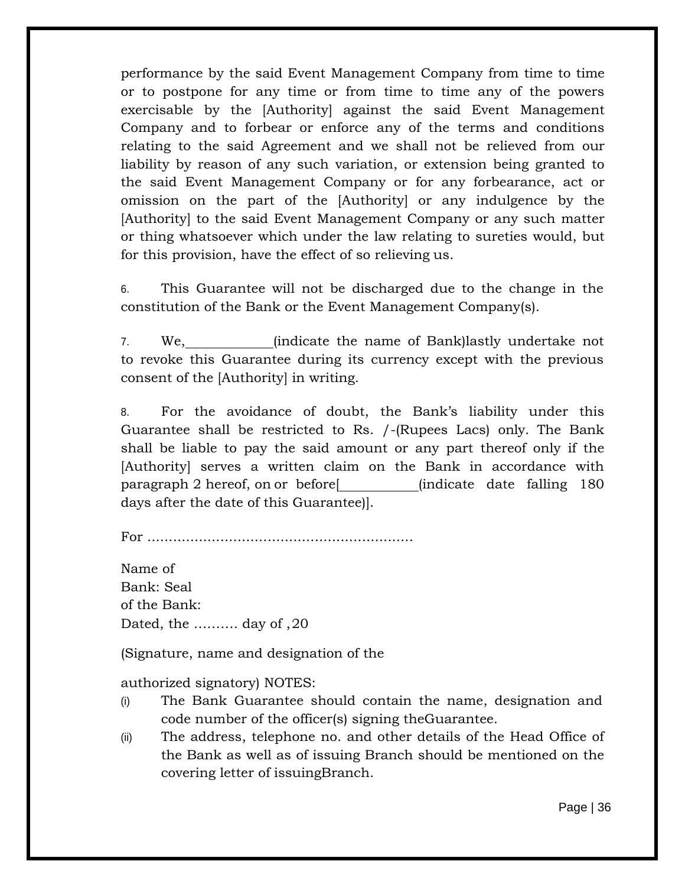performance by the said Event Management Company from time to time or to postpone for any time or from time to time any of the powers exercisable by the [Authority] against the said Event Management Company and to forbear or enforce any of the terms and conditions relating to the said Agreement and we shall not be relieved from our liability by reason of any such variation, or extension being granted to the said Event Management Company or for any forbearance, act or omission on the part of the [Authority] or any indulgence by the [Authority] to the said Event Management Company or any such matter or thing whatsoever which under the law relating to sureties would, but for this provision, have the effect of so relieving us.

6. This Guarantee will not be discharged due to the change in the constitution of the Bank or the Event Management Company(s).

7. We,____________(indicate the name of Bank)lastly undertake not to revoke this Guarantee during its currency except with the previous consent of the [Authority] in writing.

8. For the avoidance of doubt, the Bank's liability under this Guarantee shall be restricted to Rs. /-(Rupees Lacs) only. The Bank shall be liable to pay the said amount or any part thereof only if the [Authority] serves a written claim on the Bank in accordance with paragraph 2 hereof, on or before[___________(indicate date falling 180 days after the date of this Guarantee)].

For …………………………………………………….

Name of
Bank: Seal
of the Bank:
Dated, the ………. day of ,20

(Signature, name and designation of the

authorized signatory) NOTES:

(i) The Bank Guarantee should contain the name, designation and code number of the officer(s) signing theGuarantee.
(ii) The address, telephone no. and other details of the Head Office of the Bank as well as of issuing Branch should be mentioned on the covering letter of issuingBranch.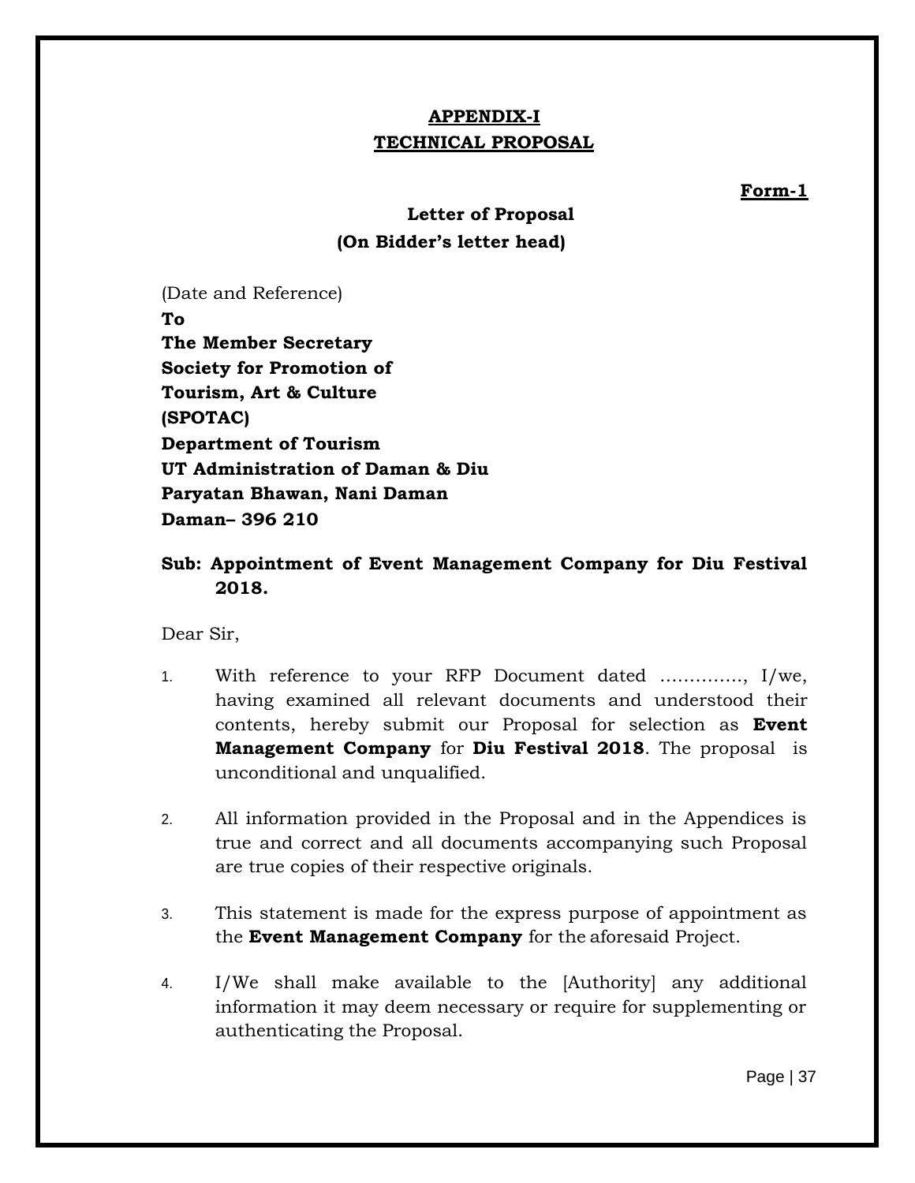# **APPENDIX-I**
## **TECHNICAL PROPOSAL**

**Form-1**

**Letter of Proposal**
**(On Bidder's letter head)**

(Date and Reference)

**To**
**The Member Secretary**
**Society for Promotion of**
**Tourism, Art & Culture**
**(SPOTAC)**
**Department of Tourism**
**UT Administration of Daman & Diu**
**Paryatan Bhawan, Nani Daman**
**Daman– 396 210**

**Sub: Appointment of Event Management Company for Diu Festival 2018.**

Dear Sir,

1. With reference to your RFP Document dated …………., I/we, having examined all relevant documents and understood their contents, hereby submit our Proposal for selection as **Event Management Company** for **Diu Festival 2018**. The proposal is unconditional and unqualified.

2. All information provided in the Proposal and in the Appendices is true and correct and all documents accompanying such Proposal are true copies of their respective originals.

3. This statement is made for the express purpose of appointment as the **Event Management Company** for the aforesaid Project.

4. I/We shall make available to the [Authority] any additional information it may deem necessary or require for supplementing or authenticating the Proposal.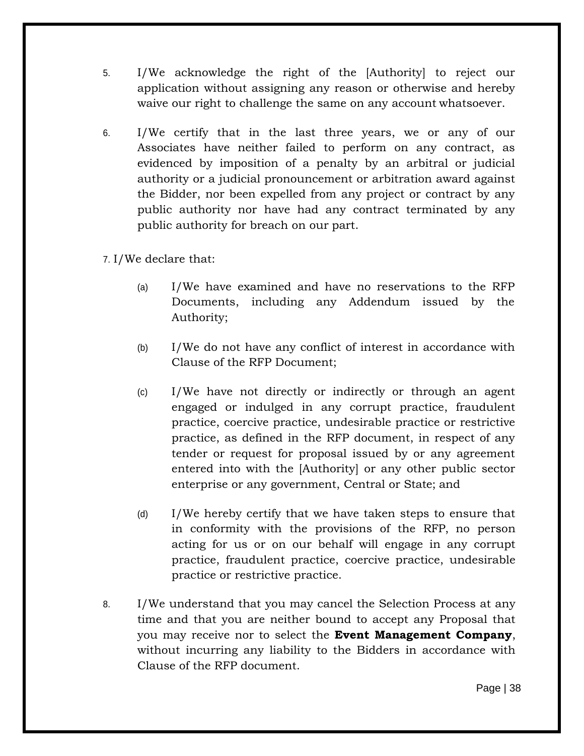5. I/We acknowledge the right of the [Authority] to reject our application without assigning any reason or otherwise and hereby waive our right to challenge the same on any account whatsoever.

6. I/We certify that in the last three years, we or any of our Associates have neither failed to perform on any contract, as evidenced by imposition of a penalty by an arbitral or judicial authority or a judicial pronouncement or arbitration award against the Bidder, nor been expelled from any project or contract by any public authority nor have had any contract terminated by any public authority for breach on our part.

7. I/We declare that:

   (a) I/We have examined and have no reservations to the RFP Documents, including any Addendum issued by the Authority;

   (b) I/We do not have any conflict of interest in accordance with Clause of the RFP Document;

   (c) I/We have not directly or indirectly or through an agent engaged or indulged in any corrupt practice, fraudulent practice, coercive practice, undesirable practice or restrictive practice, as defined in the RFP document, in respect of any tender or request for proposal issued by or any agreement entered into with the [Authority] or any other public sector enterprise or any government, Central or State; and

   (d) I/We hereby certify that we have taken steps to ensure that in conformity with the provisions of the RFP, no person acting for us or on our behalf will engage in any corrupt practice, fraudulent practice, coercive practice, undesirable practice or restrictive practice.

8. I/We understand that you may cancel the Selection Process at any time and that you are neither bound to accept any Proposal that you may receive nor to select the **Event Management Company**, without incurring any liability to the Bidders in accordance with Clause of the RFP document.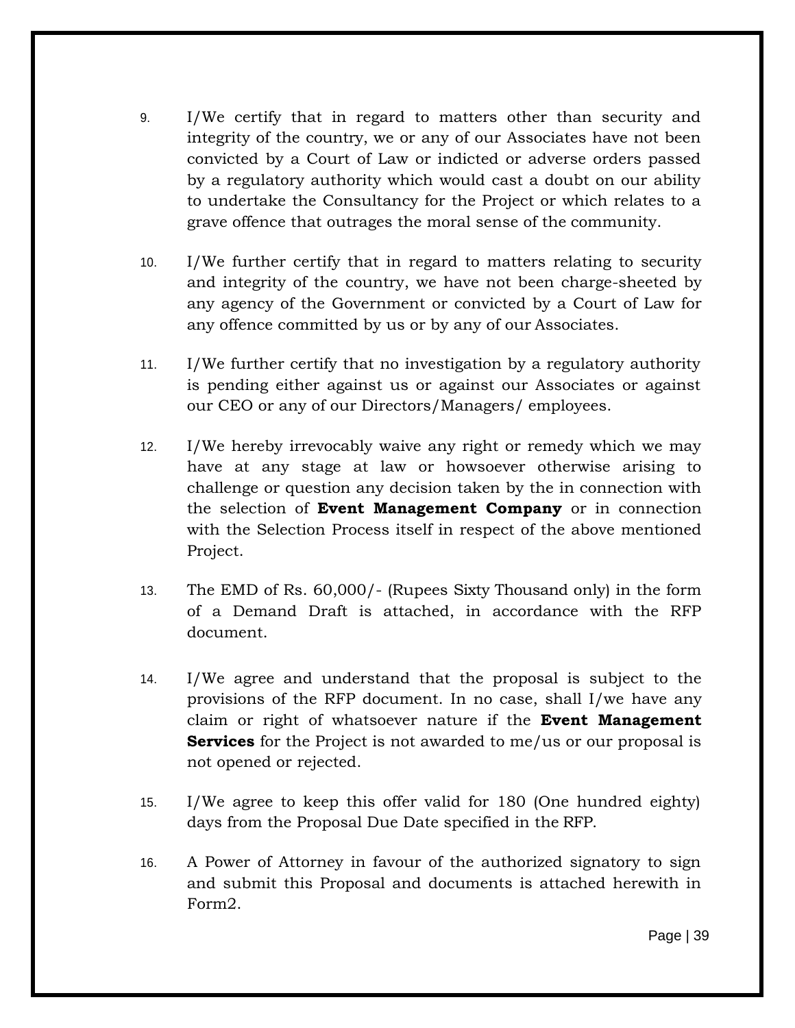9. I/We certify that in regard to matters other than security and integrity of the country, we or any of our Associates have not been convicted by a Court of Law or indicted or adverse orders passed by a regulatory authority which would cast a doubt on our ability to undertake the Consultancy for the Project or which relates to a grave offence that outrages the moral sense of the community.

10. I/We further certify that in regard to matters relating to security and integrity of the country, we have not been charge-sheeted by any agency of the Government or convicted by a Court of Law for any offence committed by us or by any of our Associates.

11. I/We further certify that no investigation by a regulatory authority is pending either against us or against our Associates or against our CEO or any of our Directors/Managers/ employees.

12. I/We hereby irrevocably waive any right or remedy which we may have at any stage at law or howsoever otherwise arising to challenge or question any decision taken by the in connection with the selection of **Event Management Company** or in connection with the Selection Process itself in respect of the above mentioned Project.

13. The EMD of Rs. 60,000/- (Rupees Sixty Thousand only) in the form of a Demand Draft is attached, in accordance with the RFP document.

14. I/We agree and understand that the proposal is subject to the provisions of the RFP document. In no case, shall I/we have any claim or right of whatsoever nature if the **Event Management Services** for the Project is not awarded to me/us or our proposal is not opened or rejected.

15. I/We agree to keep this offer valid for 180 (One hundred eighty) days from the Proposal Due Date specified in the RFP.

16. A Power of Attorney in favour of the authorized signatory to sign and submit this Proposal and documents is attached herewith in Form2.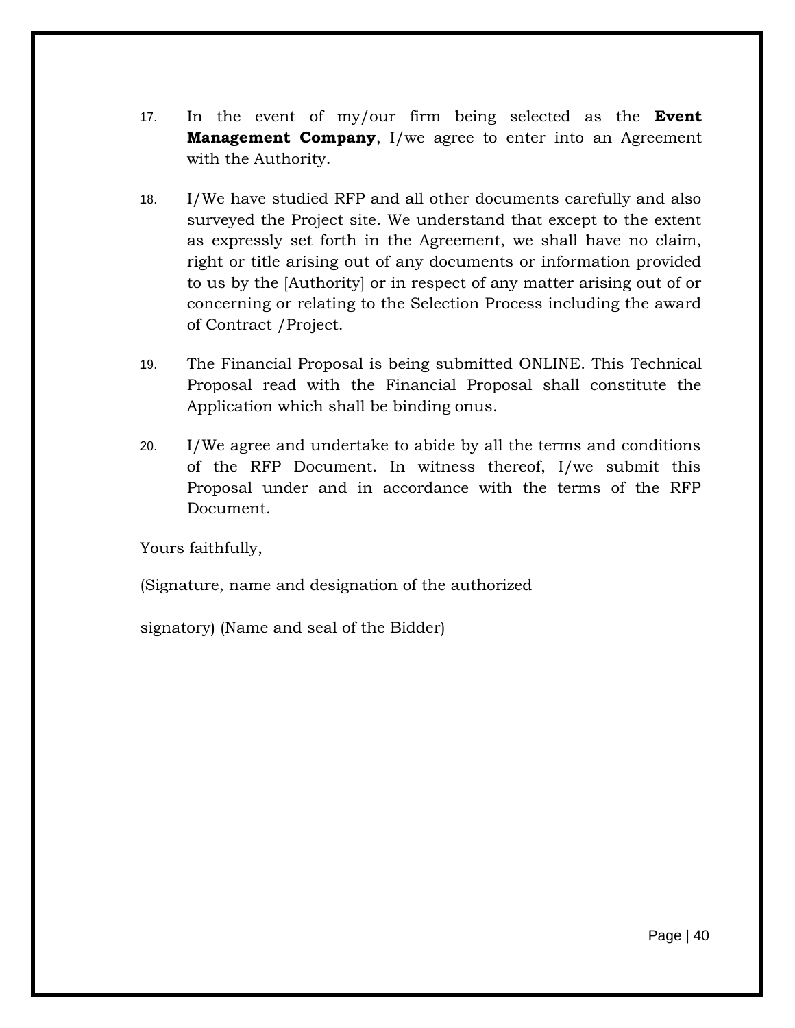17. In the event of my/our firm being selected as the **Event Management Company**, I/we agree to enter into an Agreement with the Authority.

18. I/We have studied RFP and all other documents carefully and also surveyed the Project site. We understand that except to the extent as expressly set forth in the Agreement, we shall have no claim, right or title arising out of any documents or information provided to us by the [Authority] or in respect of any matter arising out of or concerning or relating to the Selection Process including the award of Contract /Project.

19. The Financial Proposal is being submitted ONLINE. This Technical Proposal read with the Financial Proposal shall constitute the Application which shall be binding onus.

20. I/We agree and undertake to abide by all the terms and conditions of the RFP Document. In witness thereof, I/we submit this Proposal under and in accordance with the terms of the RFP Document.

Yours faithfully,

(Signature, name and designation of the authorized

signatory) (Name and seal of the Bidder)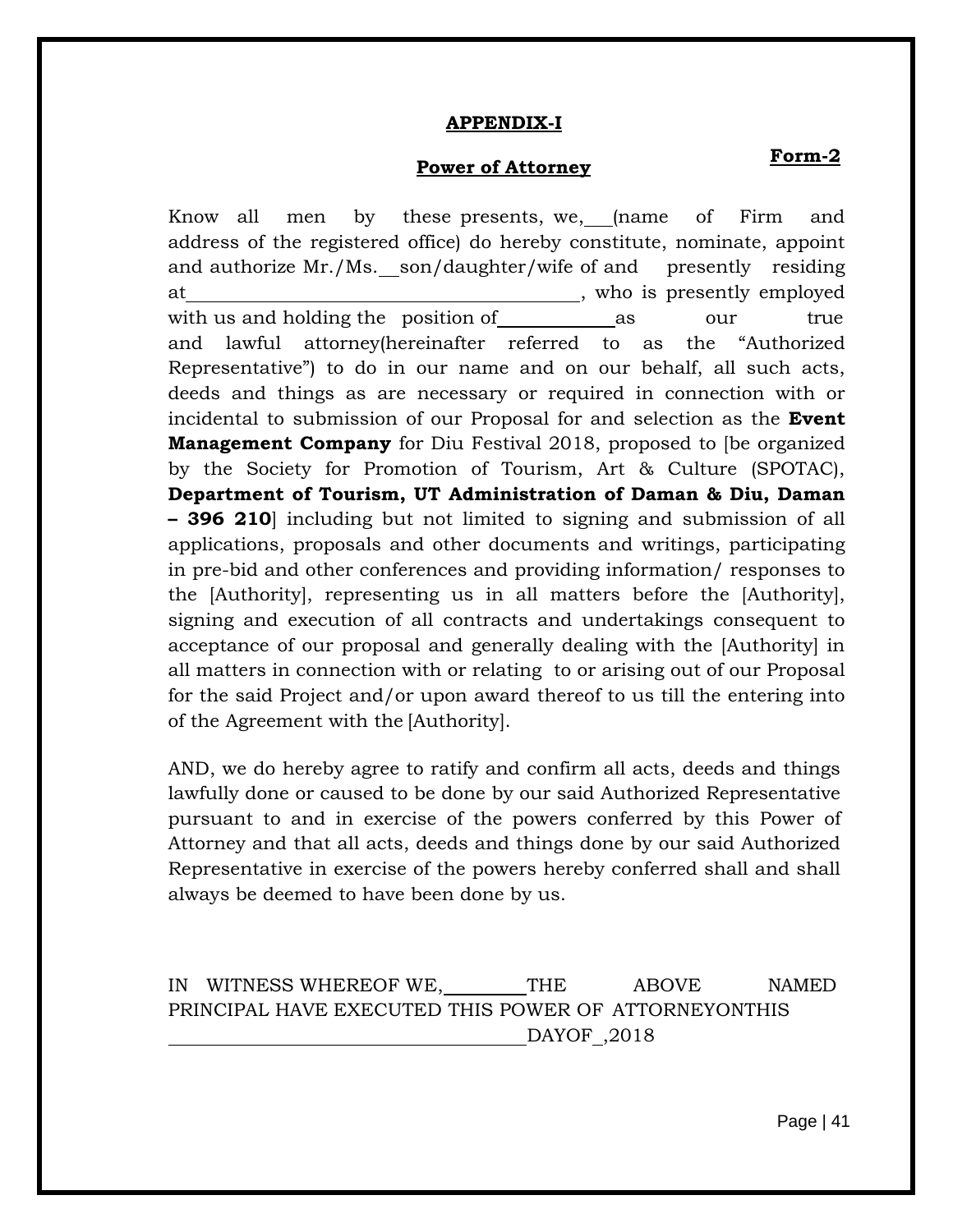## APPENDIX-I

**Form-2**

## Power of Attorney

Know all men by these presents, we,\_\_\_(name of Firm and address of the registered office) do hereby constitute, nominate, appoint and authorize Mr./Ms.\_\_son/daughter/wife of and presently residing at\_\_\_\_\_\_\_\_\_\_\_\_\_\_\_\_\_\_\_\_\_\_\_\_\_\_\_\_\_\_\_\_\_\_\_\_\_\_\_\_, who is presently employed with us and holding the position of\_\_\_\_\_\_\_\_\_\_\_\_as our true and lawful attorney(hereinafter referred to as the "Authorized Representative") to do in our name and on our behalf, all such acts, deeds and things as are necessary or required in connection with or incidental to submission of our Proposal for and selection as the **Event Management Company** for Diu Festival 2018, proposed to [be organized by the Society for Promotion of Tourism, Art & Culture (SPOTAC), **Department of Tourism, UT Administration of Daman & Diu, Daman – 396 210**] including but not limited to signing and submission of all applications, proposals and other documents and writings, participating in pre-bid and other conferences and providing information/ responses to the [Authority], representing us in all matters before the [Authority], signing and execution of all contracts and undertakings consequent to acceptance of our proposal and generally dealing with the [Authority] in all matters in connection with or relating to or arising out of our Proposal for the said Project and/or upon award thereof to us till the entering into of the Agreement with the [Authority].

AND, we do hereby agree to ratify and confirm all acts, deeds and things lawfully done or caused to be done by our said Authorized Representative pursuant to and in exercise of the powers conferred by this Power of Attorney and that all acts, deeds and things done by our said Authorized Representative in exercise of the powers hereby conferred shall and shall always be deemed to have been done by us.

IN WITNESS WHEREOF WE,\_\_\_\_\_\_\_\_\_THE ABOVE NAMED PRINCIPAL HAVE EXECUTED THIS POWER OF ATTORNEYONTHIS \_\_\_\_\_\_\_\_\_\_\_\_\_\_\_\_\_\_\_\_\_\_\_\_\_\_\_\_\_\_\_\_\_\_\_\_\_\_DAYOF\_,2018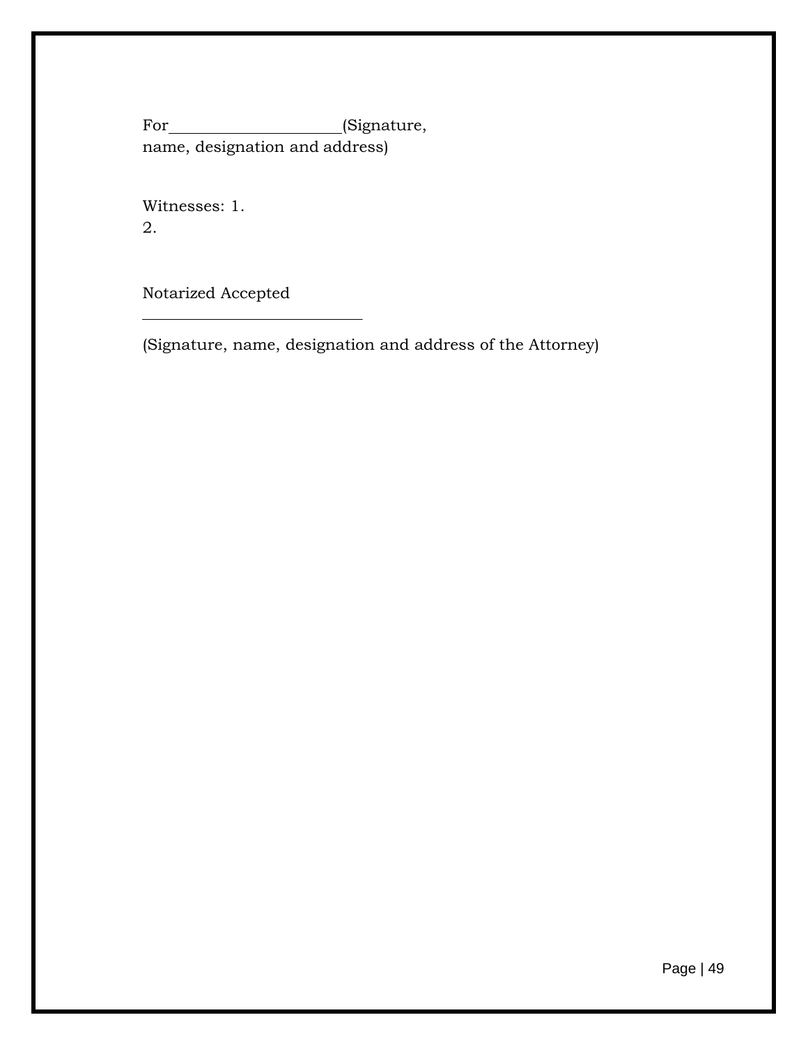For\_\_\_\_\_\_\_\_\_\_\_\_\_\_\_\_\_\_\_\_\_\_(Signature, name, designation and address)

Witnesses: 1.
2.

Notarized Accepted

\_\_\_\_\_\_\_\_\_\_\_\_\_\_\_\_\_\_\_\_\_\_\_\_\_\_\_\_

(Signature, name, designation and address of the Attorney)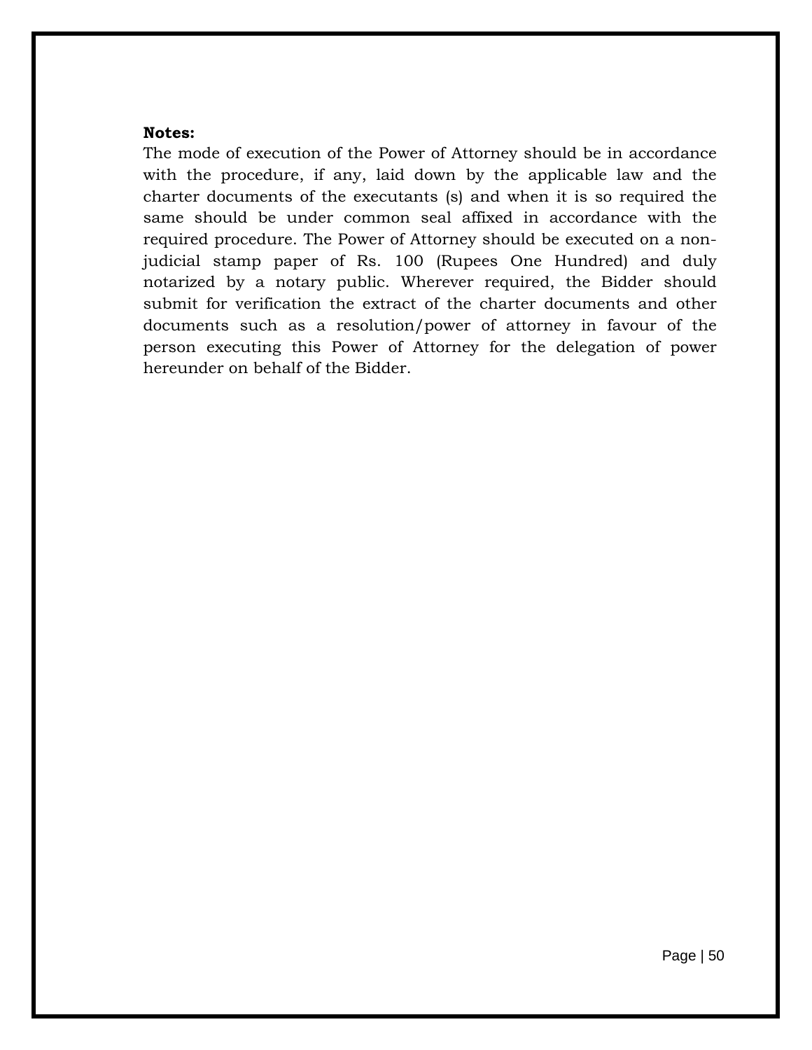**Notes:**

The mode of execution of the Power of Attorney should be in accordance with the procedure, if any, laid down by the applicable law and the charter documents of the executants (s) and when it is so required the same should be under common seal affixed in accordance with the required procedure. The Power of Attorney should be executed on a non-judicial stamp paper of Rs. 100 (Rupees One Hundred) and duly notarized by a notary public. Wherever required, the Bidder should submit for verification the extract of the charter documents and other documents such as a resolution/power of attorney in favour of the person executing this Power of Attorney for the delegation of power hereunder on behalf of the Bidder.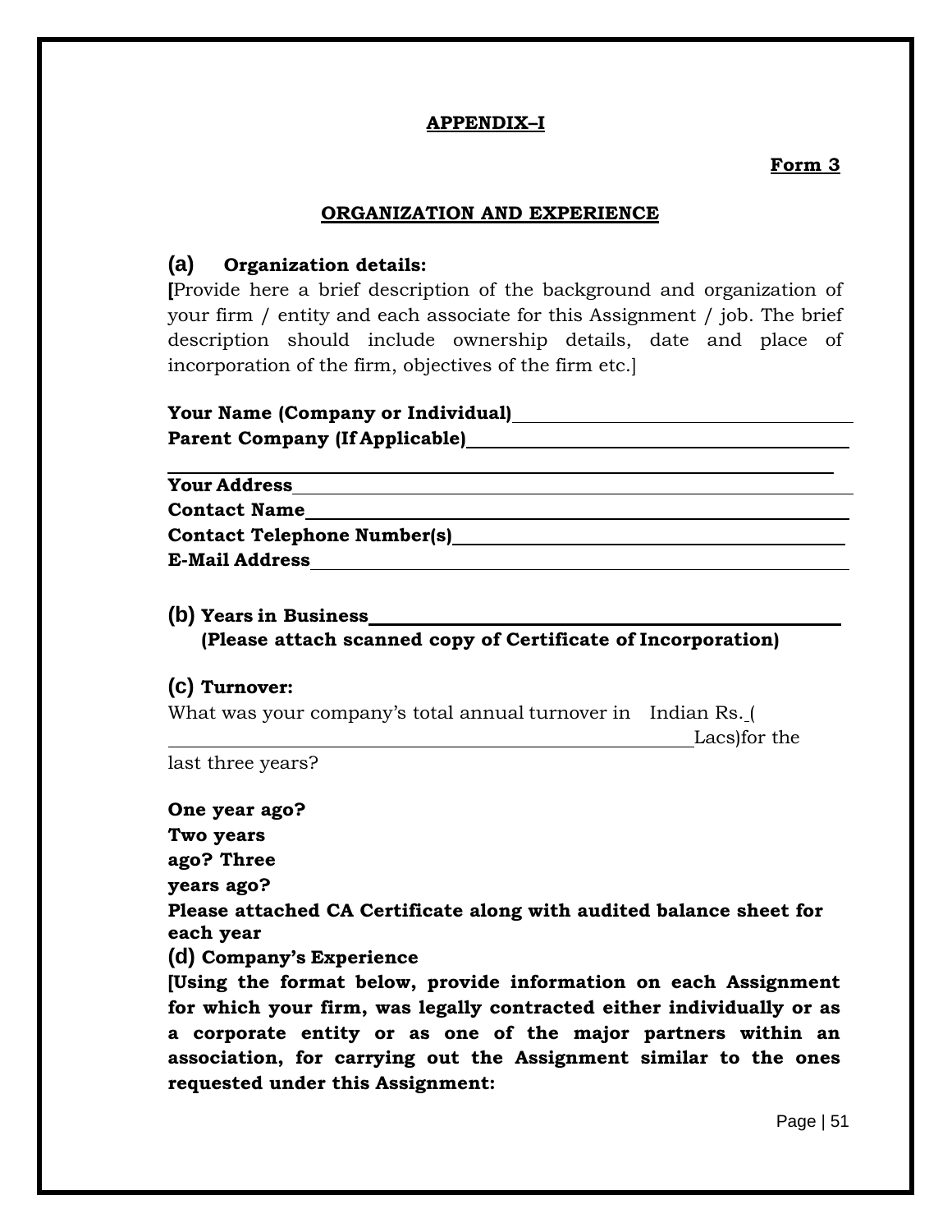## APPENDIX–I

**Form 3**

## ORGANIZATION AND EXPERIENCE

**(a) Organization details:**

[Provide here a brief description of the background and organization of your firm / entity and each associate for this Assignment / job. The brief description should include ownership details, date and place of incorporation of the firm, objectives of the firm etc.]

**Your Name (Company or Individual)**\_\_\_\_\_\_\_\_\_\_\_\_\_\_\_\_\_\_\_\_\_\_\_\_\_\_\_\_

**Parent Company (If Applicable)**\_\_\_\_\_\_\_\_\_\_\_\_\_\_\_\_\_\_\_\_\_\_\_\_\_\_\_\_

\_\_\_\_\_\_\_\_\_\_\_\_\_\_\_\_\_\_\_\_\_\_\_\_\_\_\_\_\_\_\_\_\_\_\_\_\_\_\_\_\_\_\_\_\_\_\_\_\_\_\_\_\_\_

**Your Address**\_\_\_\_\_\_\_\_\_\_\_\_\_\_\_\_\_\_\_\_\_\_\_\_\_\_\_\_\_\_\_\_\_\_\_\_\_\_\_\_\_\_

**Contact Name**\_\_\_\_\_\_\_\_\_\_\_\_\_\_\_\_\_\_\_\_\_\_\_\_\_\_\_\_\_\_\_\_\_\_\_\_\_\_\_\_\_\_

**Contact Telephone Number(s)**\_\_\_\_\_\_\_\_\_\_\_\_\_\_\_\_\_\_\_\_\_\_\_\_\_\_\_\_\_

**E-Mail Address**\_\_\_\_\_\_\_\_\_\_\_\_\_\_\_\_\_\_\_\_\_\_\_\_\_\_\_\_\_\_\_\_\_\_\_\_\_\_\_\_

**(b) Years in Business**\_\_\_\_\_\_\_\_\_\_\_\_\_\_\_\_\_\_\_\_\_\_\_\_\_\_\_\_\_\_\_\_\_\_

**(Please attach scanned copy of Certificate of Incorporation)**

**(c) Turnover:**

What was your company's total annual turnover in Indian Rs. ( \_\_\_\_\_\_\_\_\_\_\_\_\_\_\_\_\_\_\_\_\_\_\_\_\_\_\_\_\_\_\_\_\_\_\_\_\_\_\_\_ Lacs)for the last three years?

**One year ago?**

**Two years ago? Three years ago?**

**Please attached CA Certificate along with audited balance sheet for each year**

**(d) Company's Experience**

**[Using the format below, provide information on each Assignment for which your firm, was legally contracted either individually or as a corporate entity or as one of the major partners within an association, for carrying out the Assignment similar to the ones requested under this Assignment:**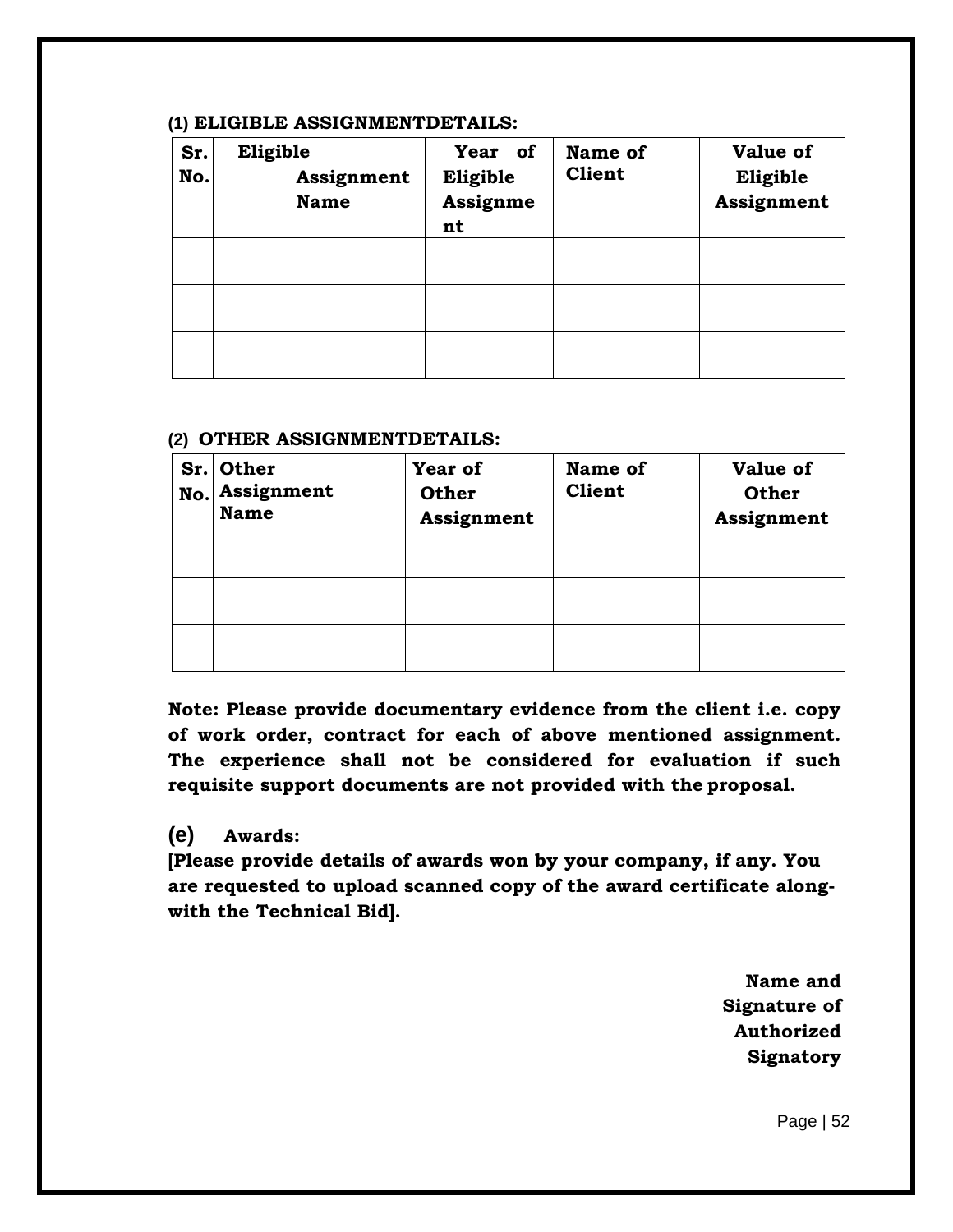**(1) ELIGIBLE ASSIGNMENTDETAILS:**

| Sr. No. | Eligible Assignment Name | Year of Eligible Assignment | Name of Client | Value of Eligible Assignment |
|---|---|---|---|---|
| | | | | |
| | | | | |
| | | | | |

**(2) OTHER ASSIGNMENTDETAILS:**

| Sr. No. | Other Assignment Name | Year of Other Assignment | Name of Client | Value of Other Assignment |
|---|---|---|---|---|
| | | | | |
| | | | | |
| | | | | |

**Note: Please provide documentary evidence from the client i.e. copy of work order, contract for each of above mentioned assignment. The experience shall not be considered for evaluation if such requisite support documents are not provided with the proposal.**

**(e) Awards:**

**[Please provide details of awards won by your company, if any. You are requested to upload scanned copy of the award certificate along-with the Technical Bid].**

**Name and Signature of Authorized Signatory**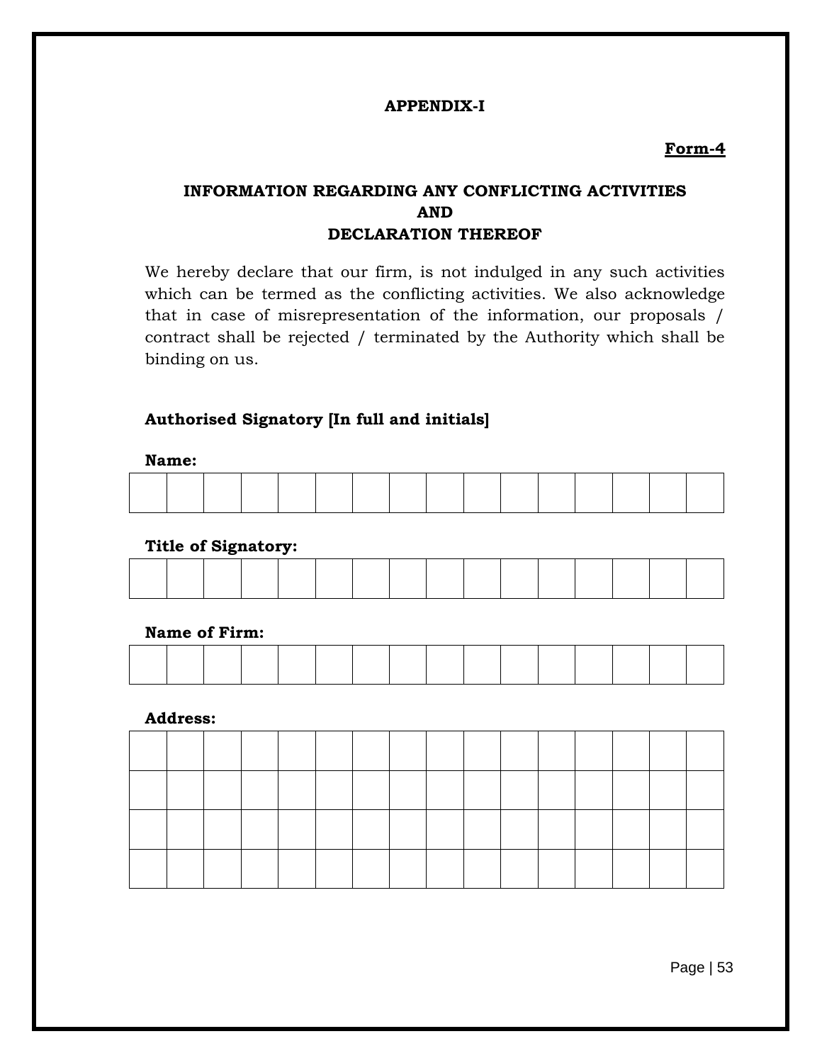**APPENDIX-I**

**Form-4**

## INFORMATION REGARDING ANY CONFLICTING ACTIVITIES AND DECLARATION THEREOF

We hereby declare that our firm, is not indulged in any such activities which can be termed as the conflicting activities. We also acknowledge that in case of misrepresentation of the information, our proposals / contract shall be rejected / terminated by the Authority which shall be binding on us.

**Authorised Signatory [In full and initials]**

**Name:**

| | | | | | | | | | | | | | | | |
|---|---|---|---|---|---|---|---|---|---|---|---|---|---|---|---|
| | | | | | | | | | | | | | | | |

**Title of Signatory:**

| | | | | | | | | | | | | | | | |
|---|---|---|---|---|---|---|---|---|---|---|---|---|---|---|---|
| | | | | | | | | | | | | | | | |

**Name of Firm:**

| | | | | | | | | | | | | | | | |
|---|---|---|---|---|---|---|---|---|---|---|---|---|---|---|---|
| | | | | | | | | | | | | | | | |

**Address:**

| | | | | | | | | | | | | | | | |
|---|---|---|---|---|---|---|---|---|---|---|---|---|---|---|---|
| | | | | | | | | | | | | | | | |
| | | | | | | | | | | | | | | | |
| | | | | | | | | | | | | | | | |
| | | | | | | | | | | | | | | | |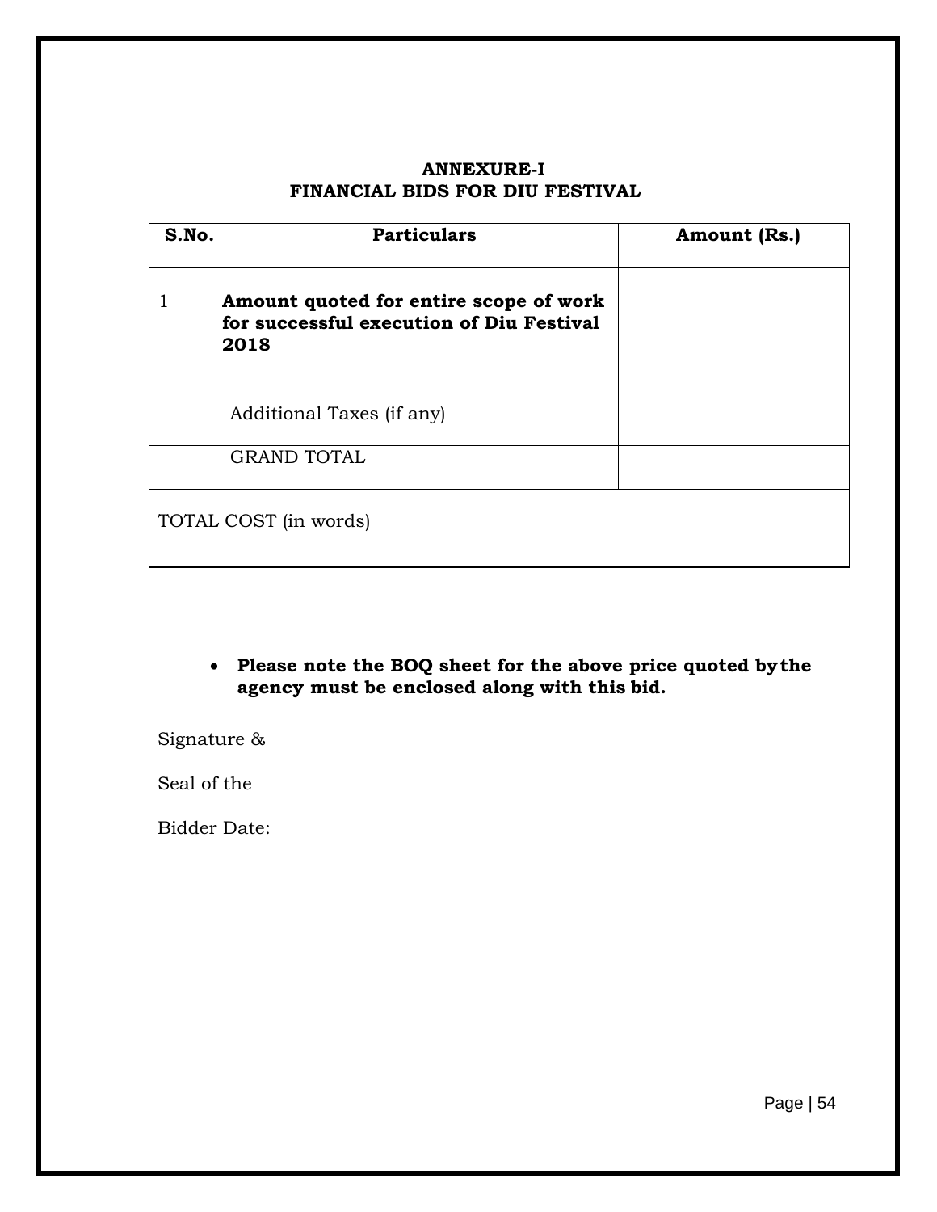**ANNEXURE-I**
**FINANCIAL BIDS FOR DIU FESTIVAL**

| S.No. | Particulars | Amount (Rs.) |
|---|---|---|
| 1 | **Amount quoted for entire scope of work for successful execution of Diu Festival 2018** | |
| | Additional Taxes (if any) | |
| | GRAND TOTAL | |
| TOTAL COST (in words) | | |

- **Please note the BOQ sheet for the above price quoted by the agency must be enclosed along with this bid.**

Signature &

Seal of the

Bidder Date: